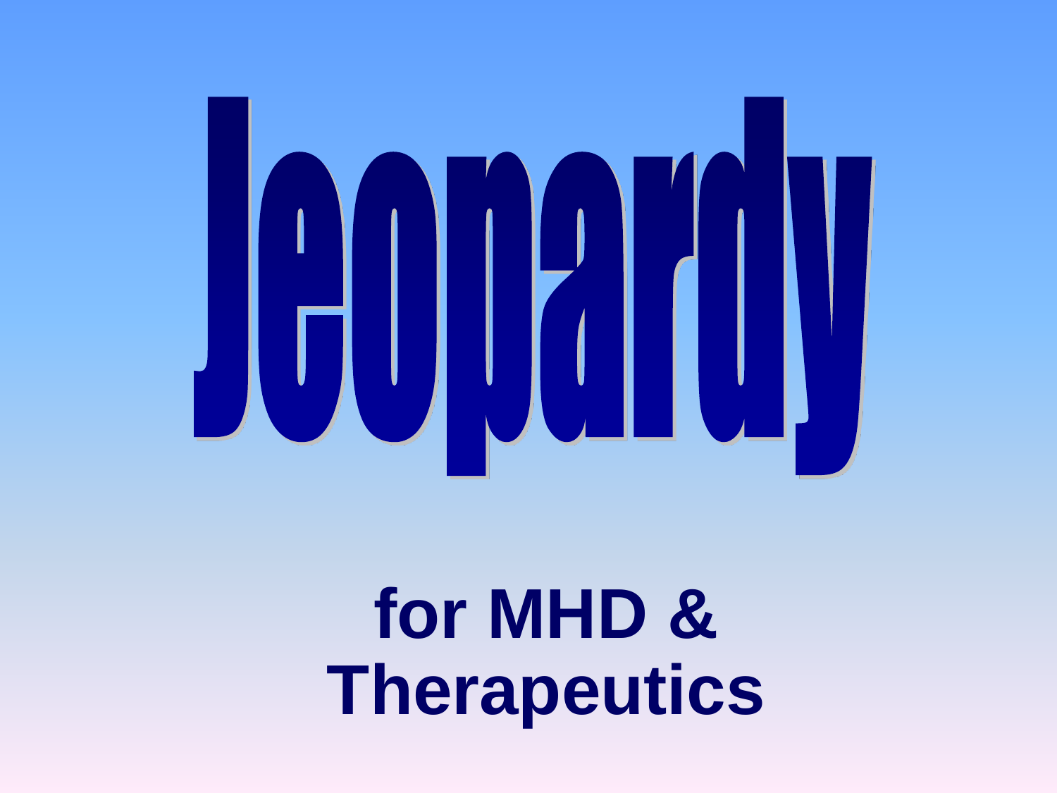# Jeopardy

## for MHD & Therapeutics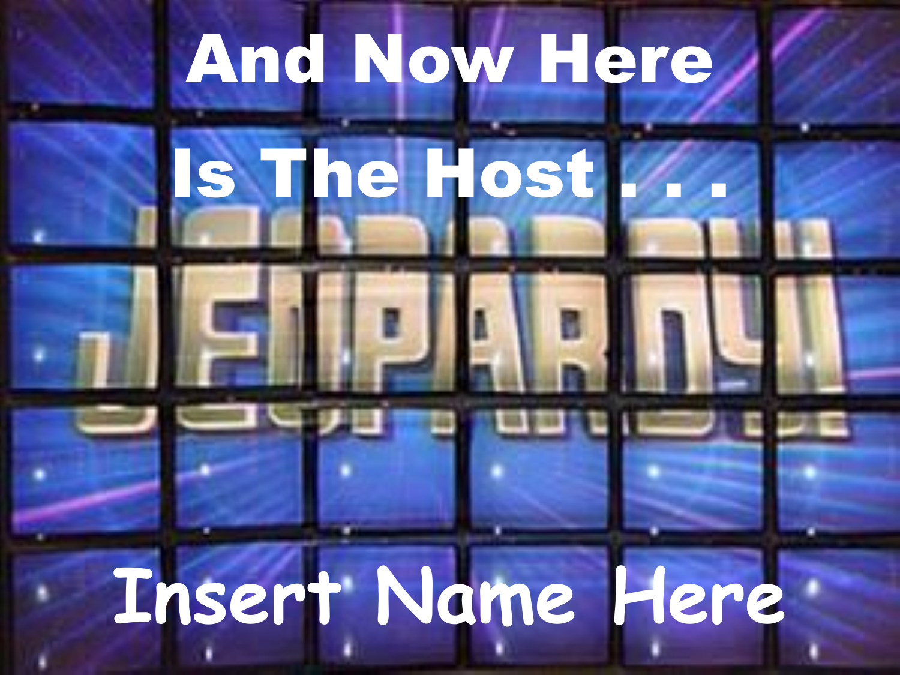# And Now Here Is The Host . . .

Insert Name Here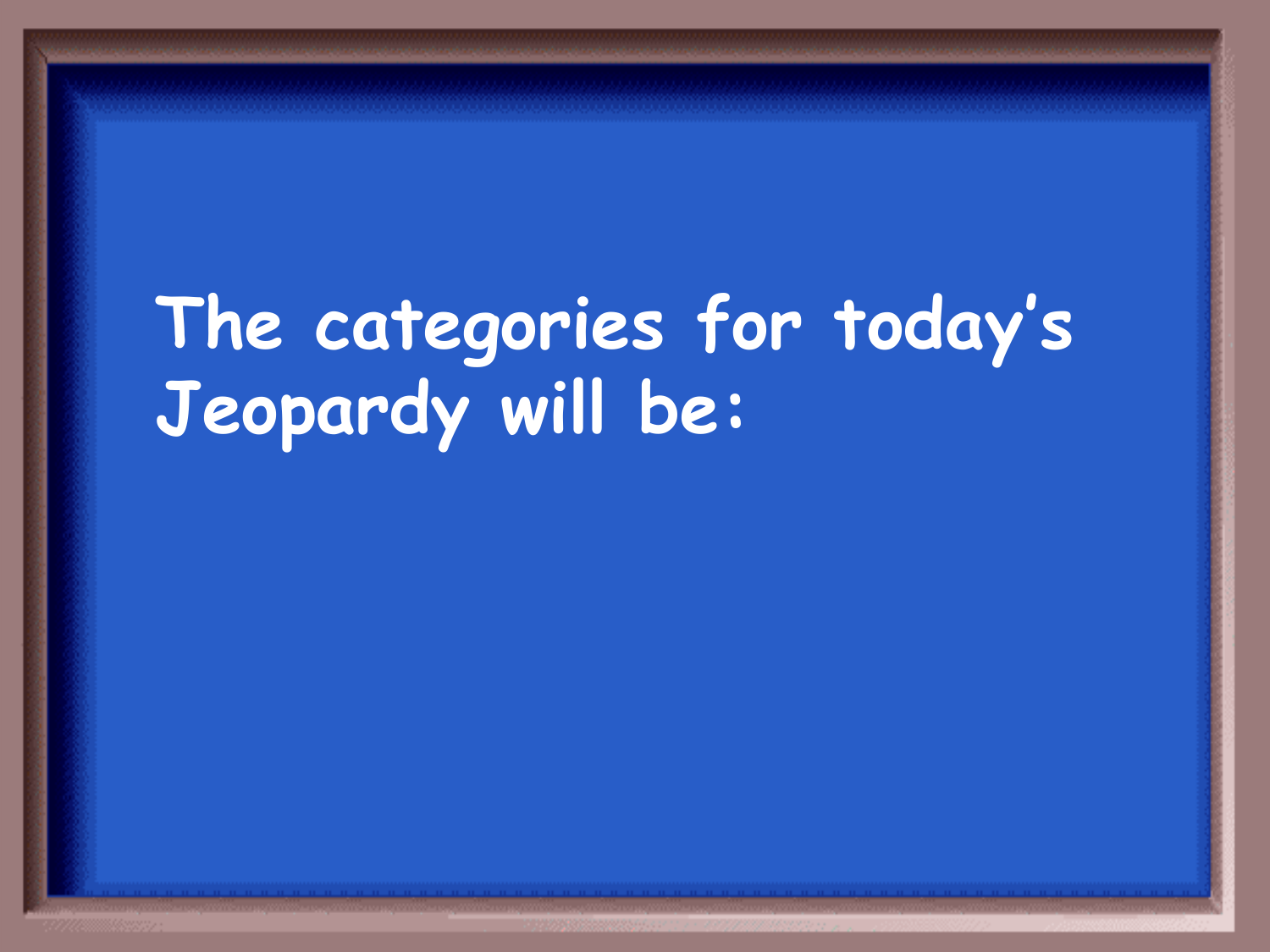The categories for today's Jeopardy will be: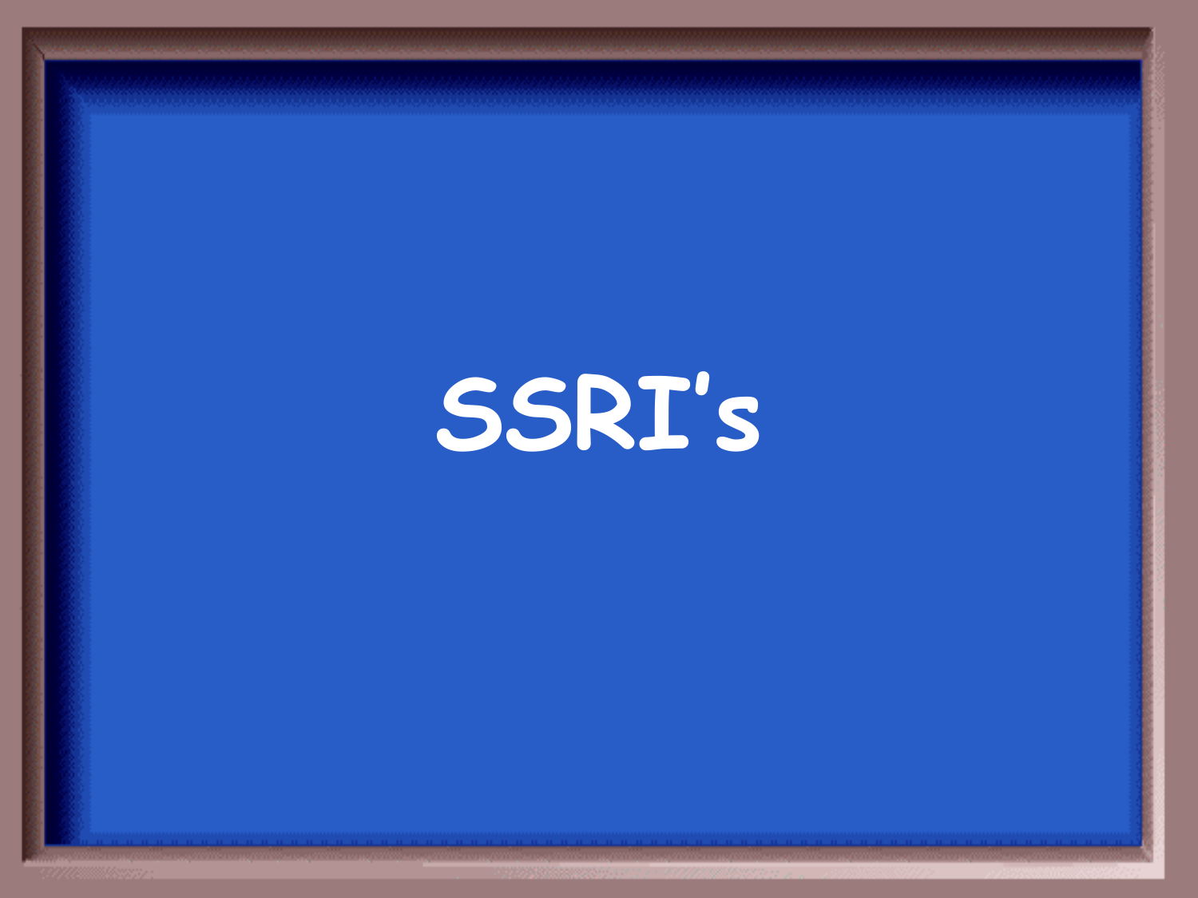SSRI's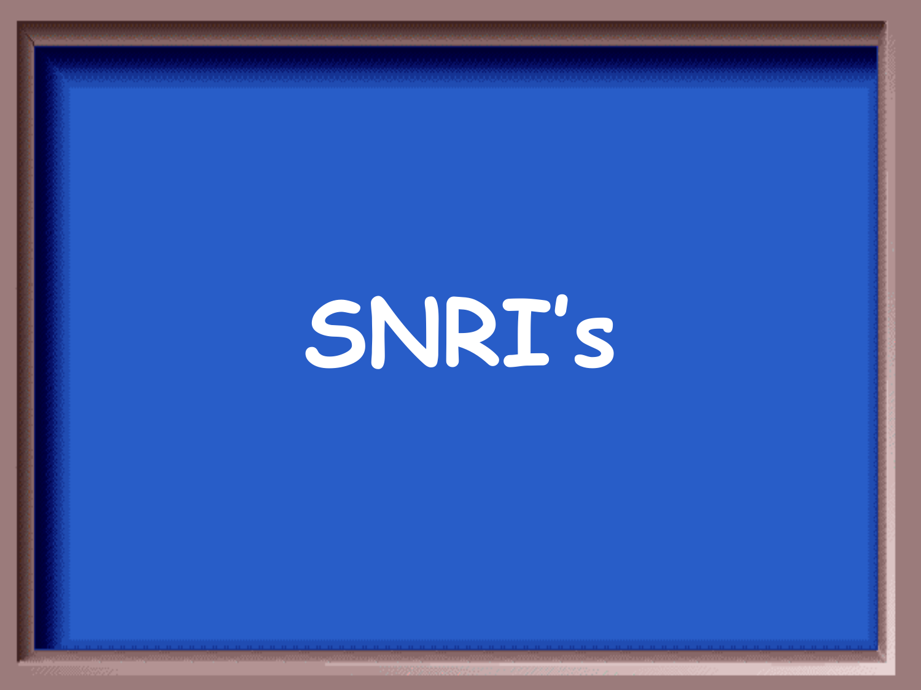# SNRI's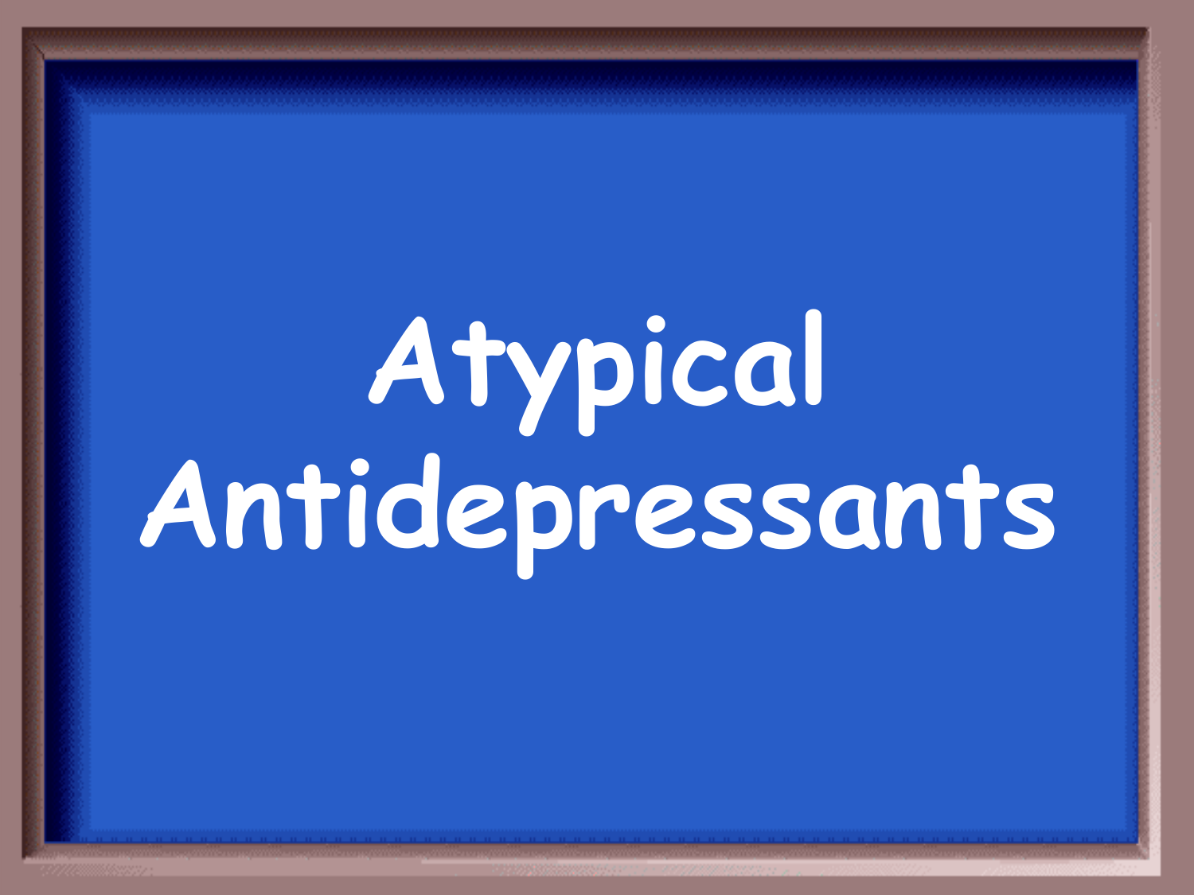# Atypical Antidepressants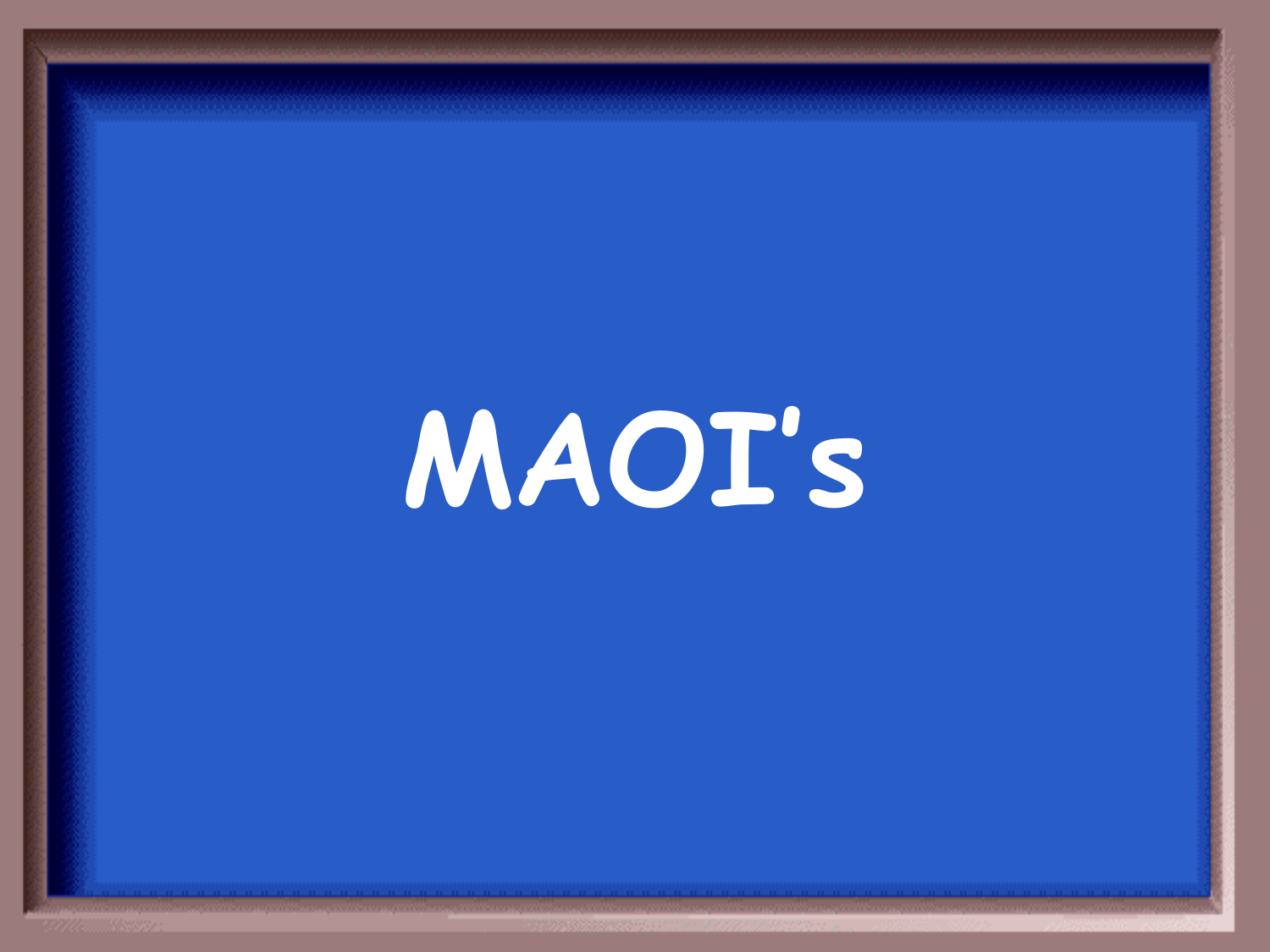# MAOI's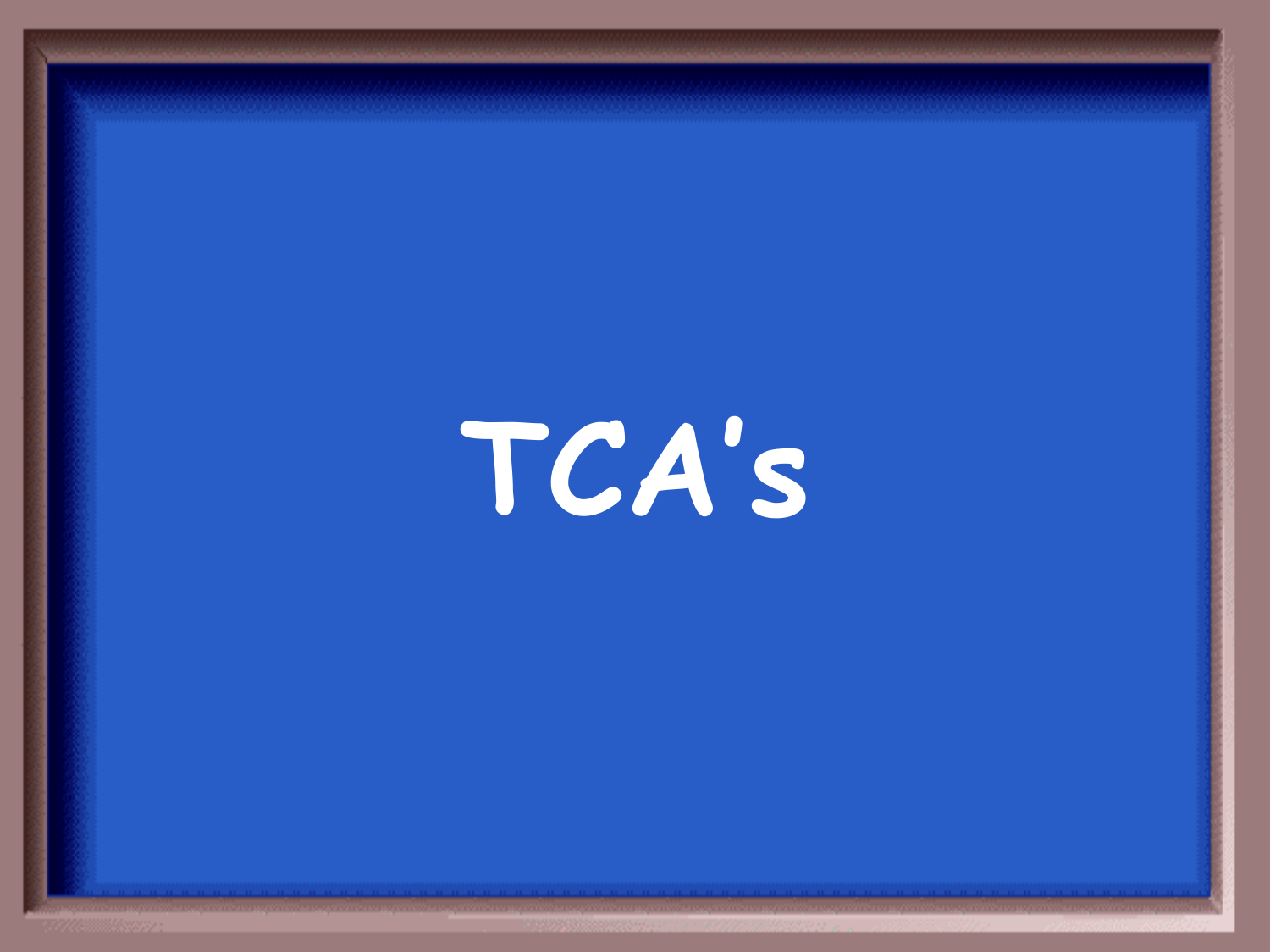# TCA's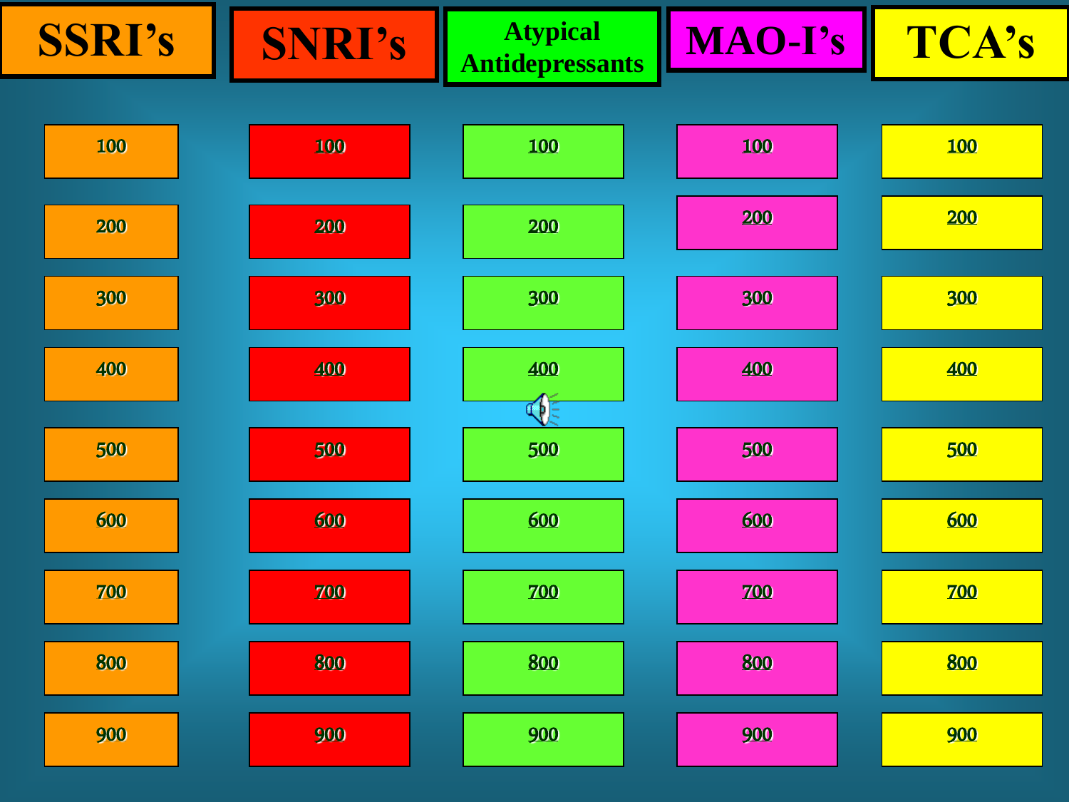| SSRI's | SNRI's | Atypical Antidepressants | MAO-I's | TCA's |
| --- | --- | --- | --- | --- |
| 100 | 100 | 100 | 100 | 100 |
| 200 | 200 | 200 | 200 | 200 |
| 300 | 300 | 300 | 300 | 300 |
| 400 | 400 | 400 | 400 | 400 |
| 500 | 500 | 500 | 500 | 500 |
| 600 | 600 | 600 | 600 | 600 |
| 700 | 700 | 700 | 700 | 700 |
| 800 | 800 | 800 | 800 | 800 |
| 900 | 900 | 900 | 900 | 900 |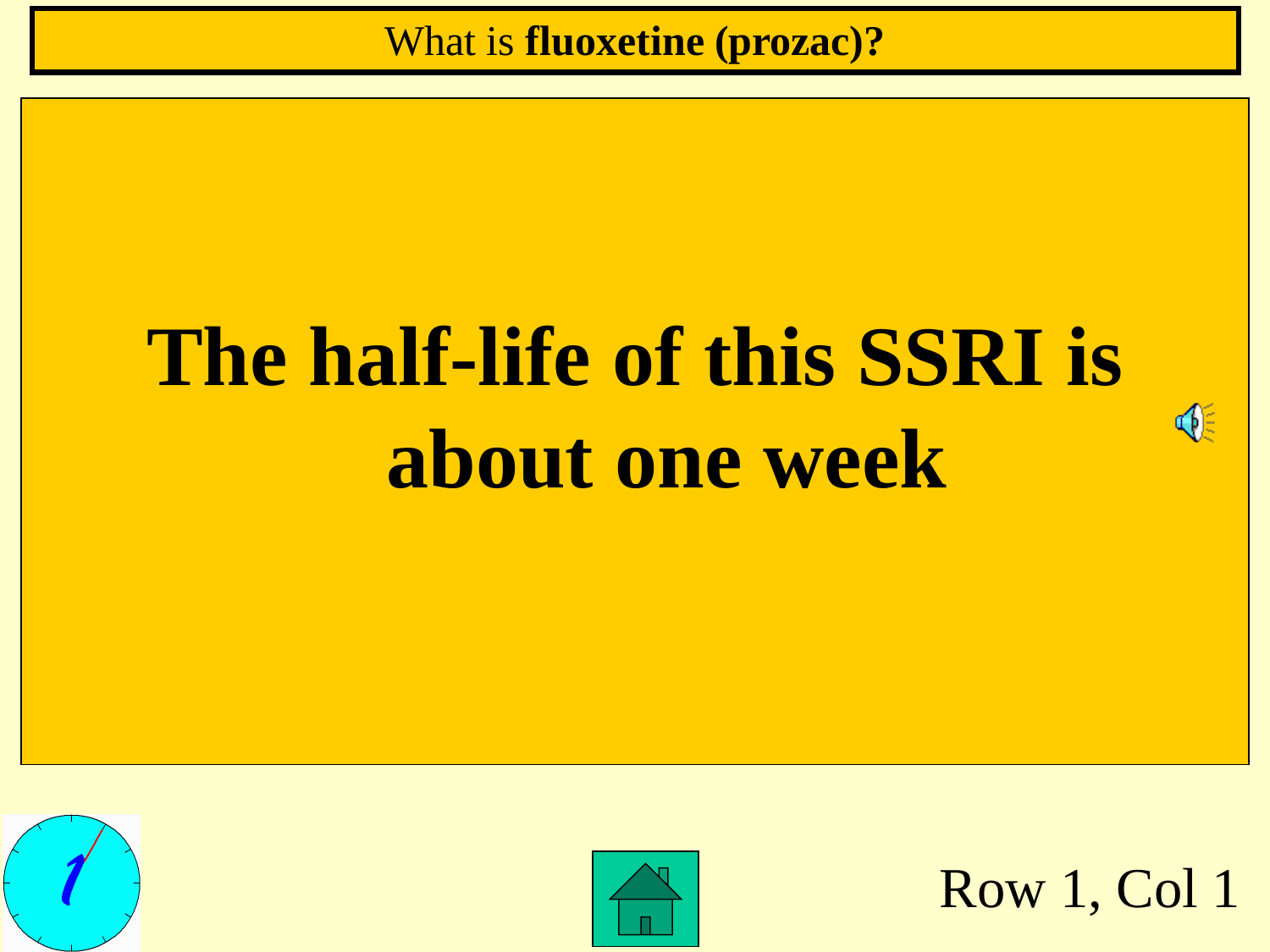What is **fluoxetine (prozac)?**

# The half-life of this SSRI is about one week

Row 1, Col 1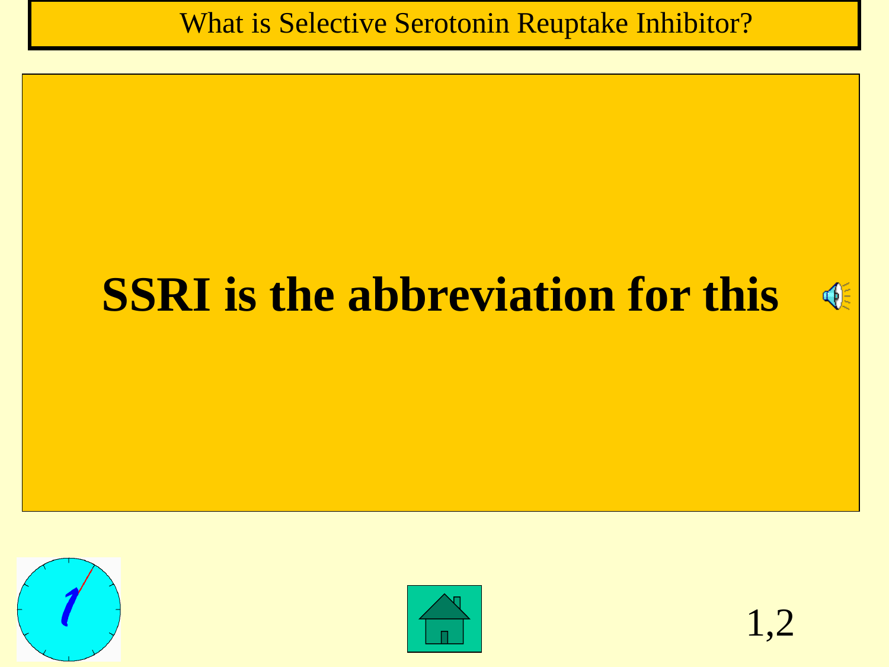What is Selective Serotonin Reuptake Inhibitor?

# SSRI is the abbreviation for this

1,2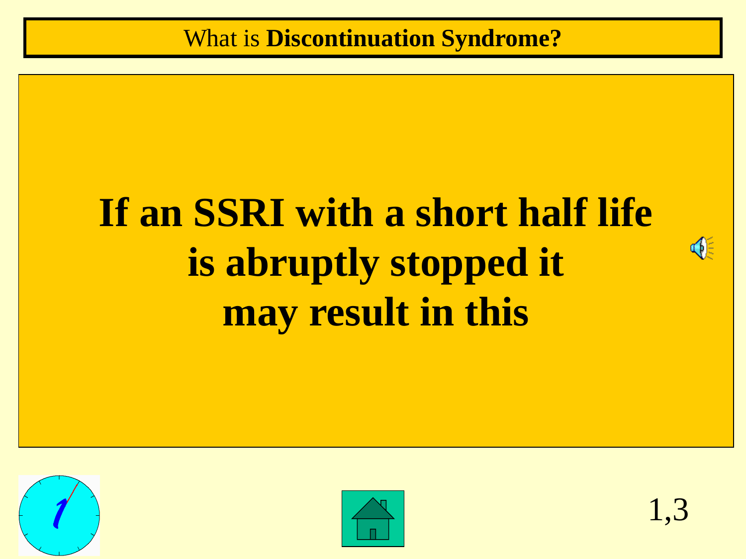What is **Discontinuation Syndrome?**

**If an SSRI with a short half life is abruptly stopped it may result in this**

1,3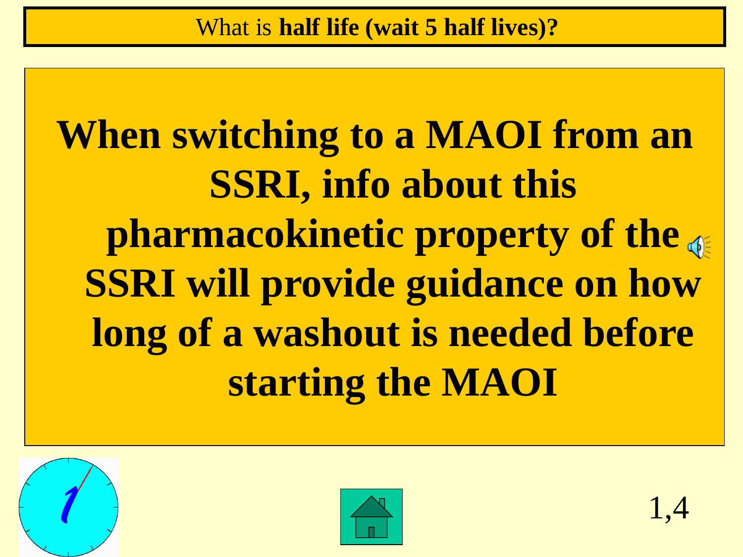What is **half life (wait 5 half lives)?**

**When switching to a MAOI from an SSRI, info about this pharmacokinetic property of the SSRI will provide guidance on how long of a washout is needed before starting the MAOI**

1,4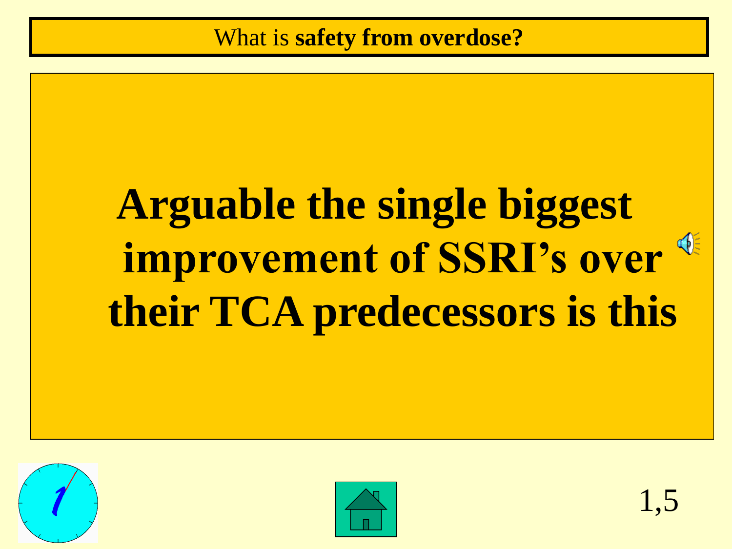What is **safety from overdose?**

# Arguable the single biggest improvement of SSRI's over their TCA predecessors is this

1,5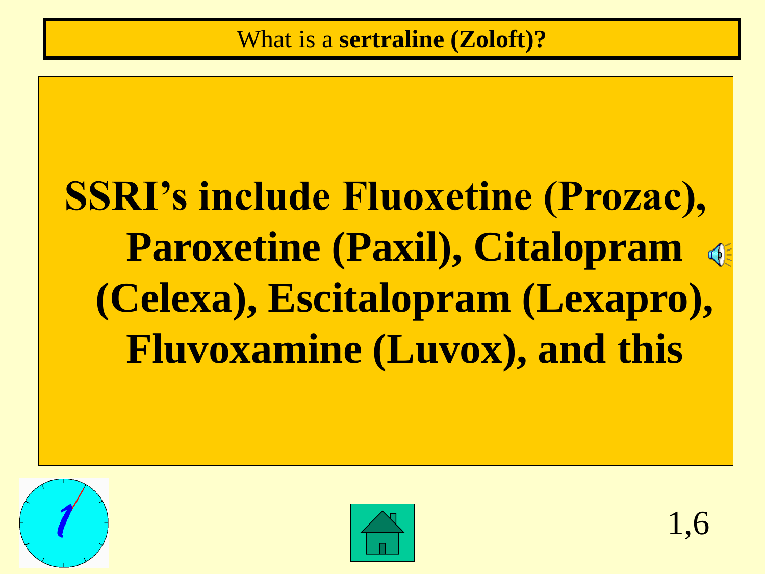What is a **sertraline (Zoloft)?**

**SSRI's include Fluoxetine (Prozac), Paroxetine (Paxil), Citalopram (Celexa), Escitalopram (Lexapro), Fluvoxamine (Luvox), and this**

1,6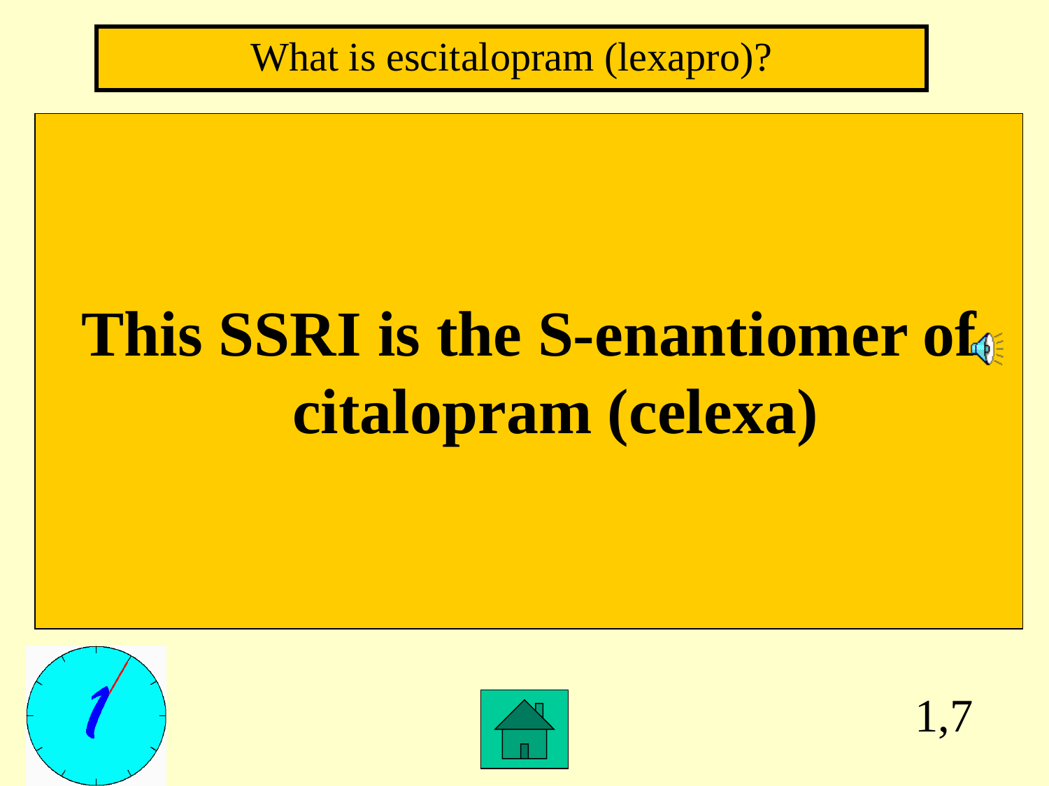What is escitalopram (lexapro)?

# This SSRI is the S-enantiomer of citalopram (celexa)

1,7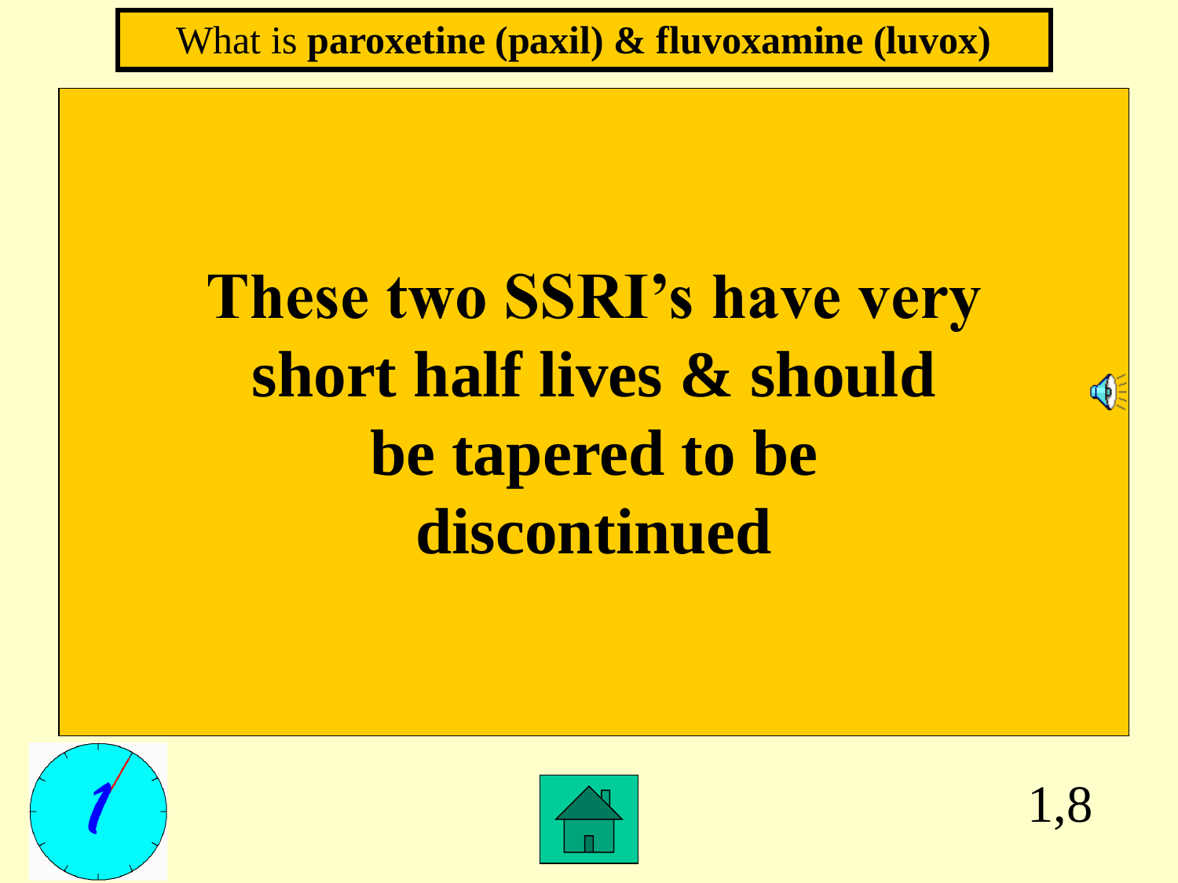What is **paroxetine (paxil) & fluvoxamine (luvox)**

**These two SSRI's have very short half lives & should be tapered to be discontinued**

1,8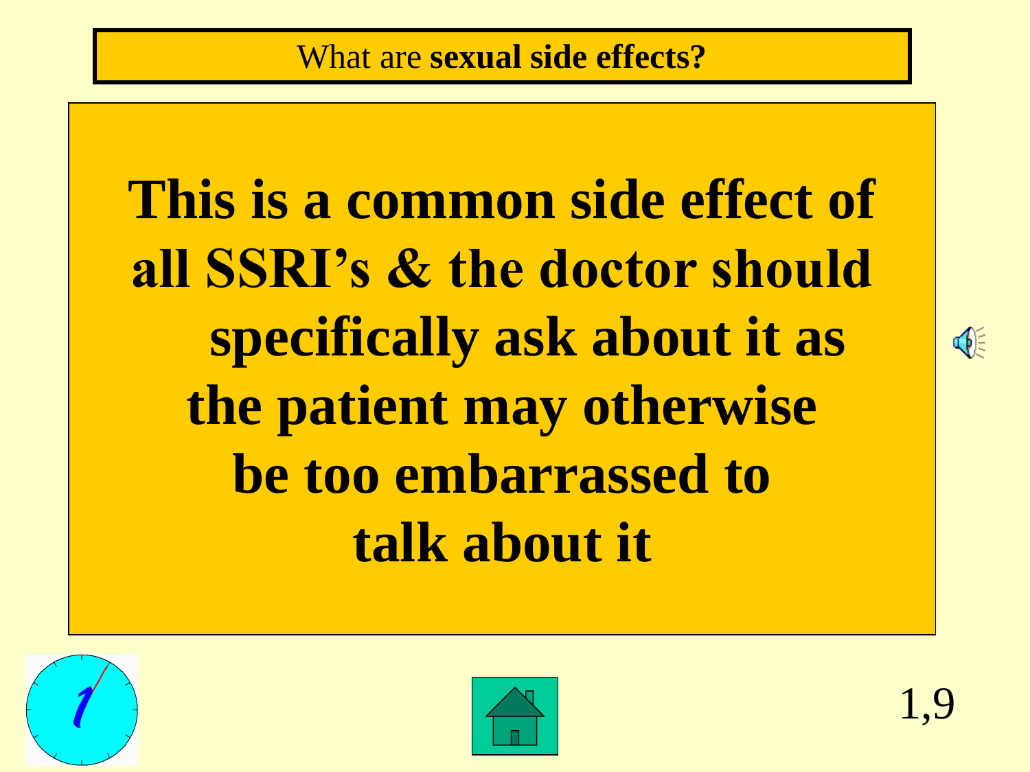What are **sexual side effects?**

**This is a common side effect of all SSRI's & the doctor should specifically ask about it as the patient may otherwise be too embarrassed to talk about it**

1,9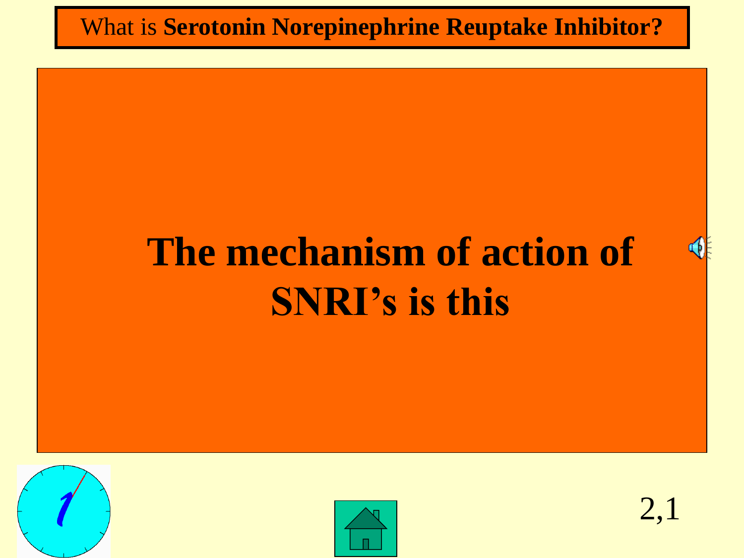What is **Serotonin Norepinephrine Reuptake Inhibitor?**

# The mechanism of action of SNRI's is this

2,1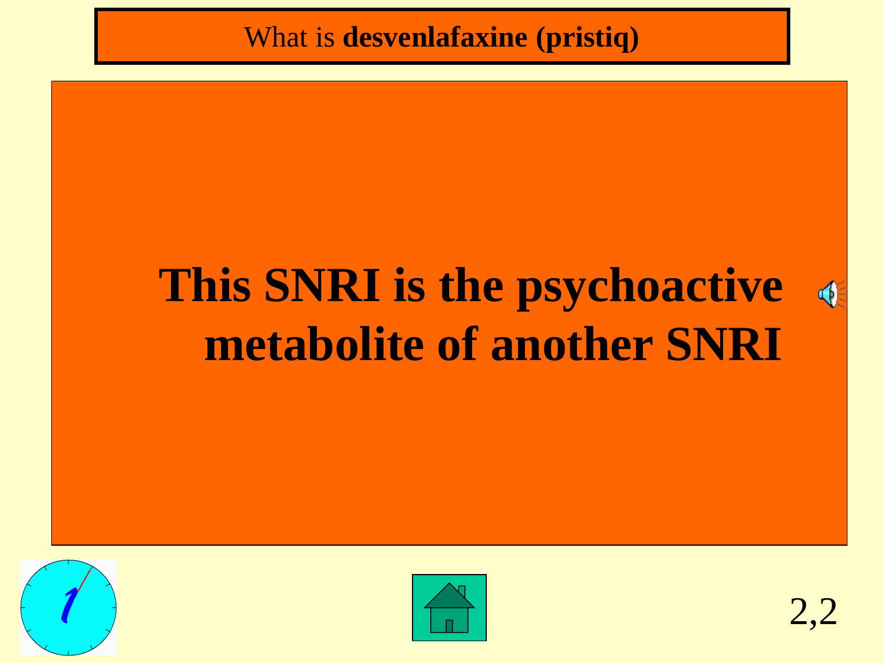What is **desvenlafaxine (pristiq)**

# This SNRI is the psychoactive metabolite of another SNRI

2,2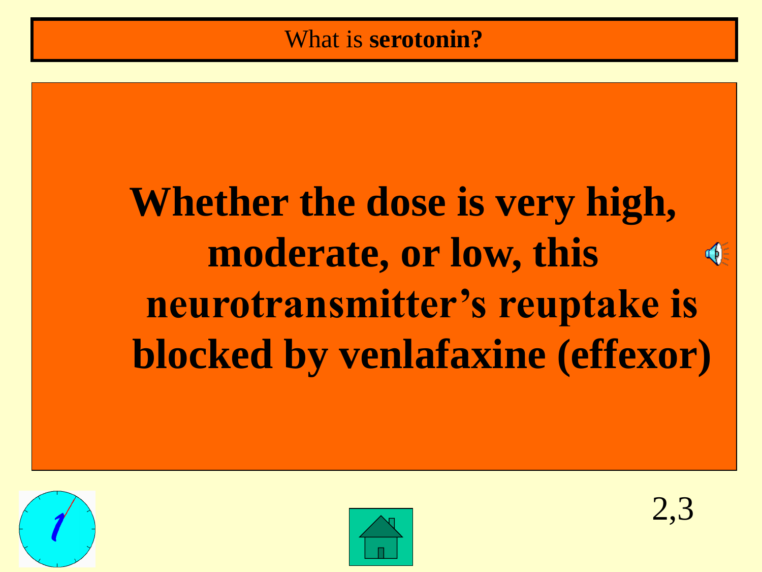What is **serotonin?**

**Whether the dose is very high, moderate, or low, this neurotransmitter's reuptake is blocked by venlafaxine (effexor)**

2,3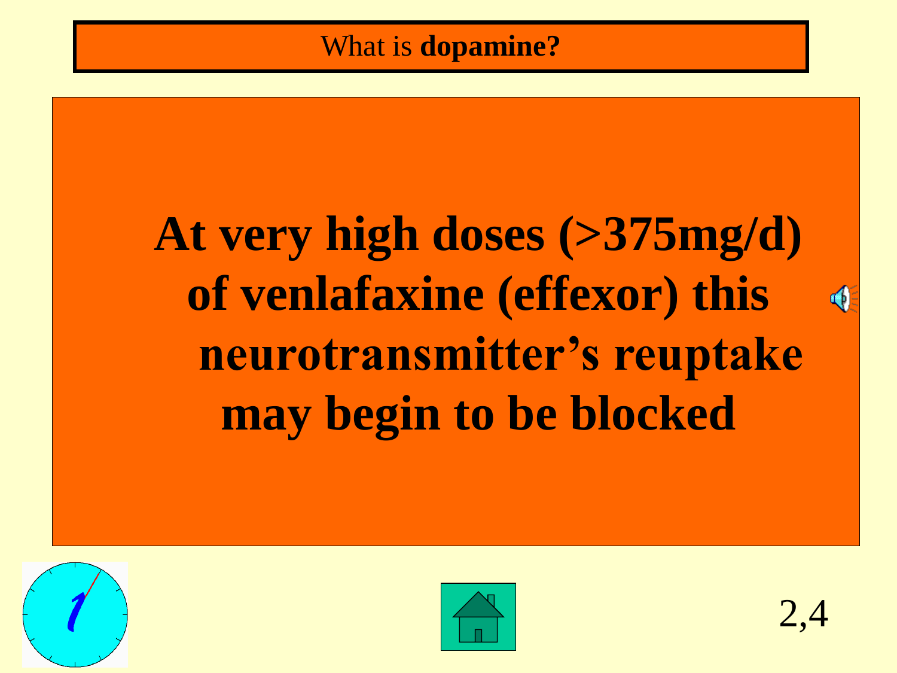What is **dopamine?**

**At very high doses (>375mg/d) of venlafaxine (effexor) this neurotransmitter's reuptake may begin to be blocked**

2,4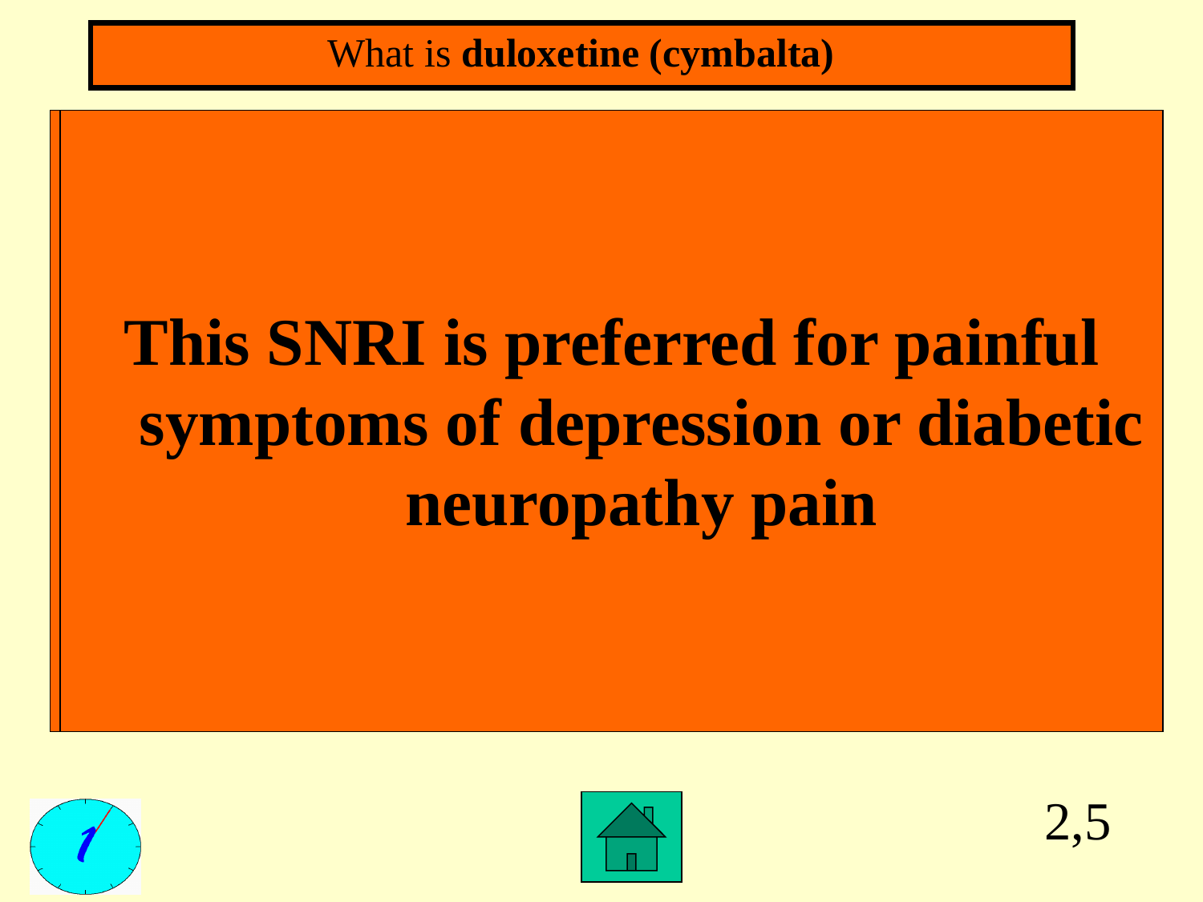What is **duloxetine (cymbalta)**

**This SNRI is preferred for painful symptoms of depression or diabetic neuropathy pain**

2,5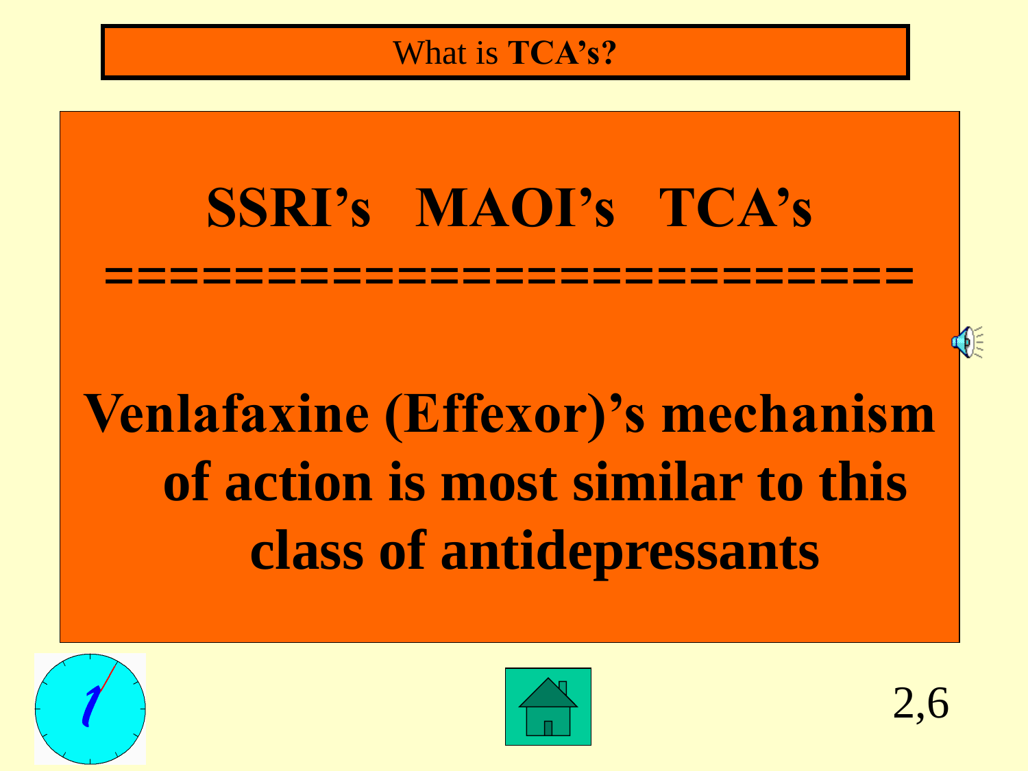What is **TCA's?**

**SSRI's MAOI's TCA's**

**==========================**

**Venlafaxine (Effexor)'s mechanism of action is most similar to this class of antidepressants**

2,6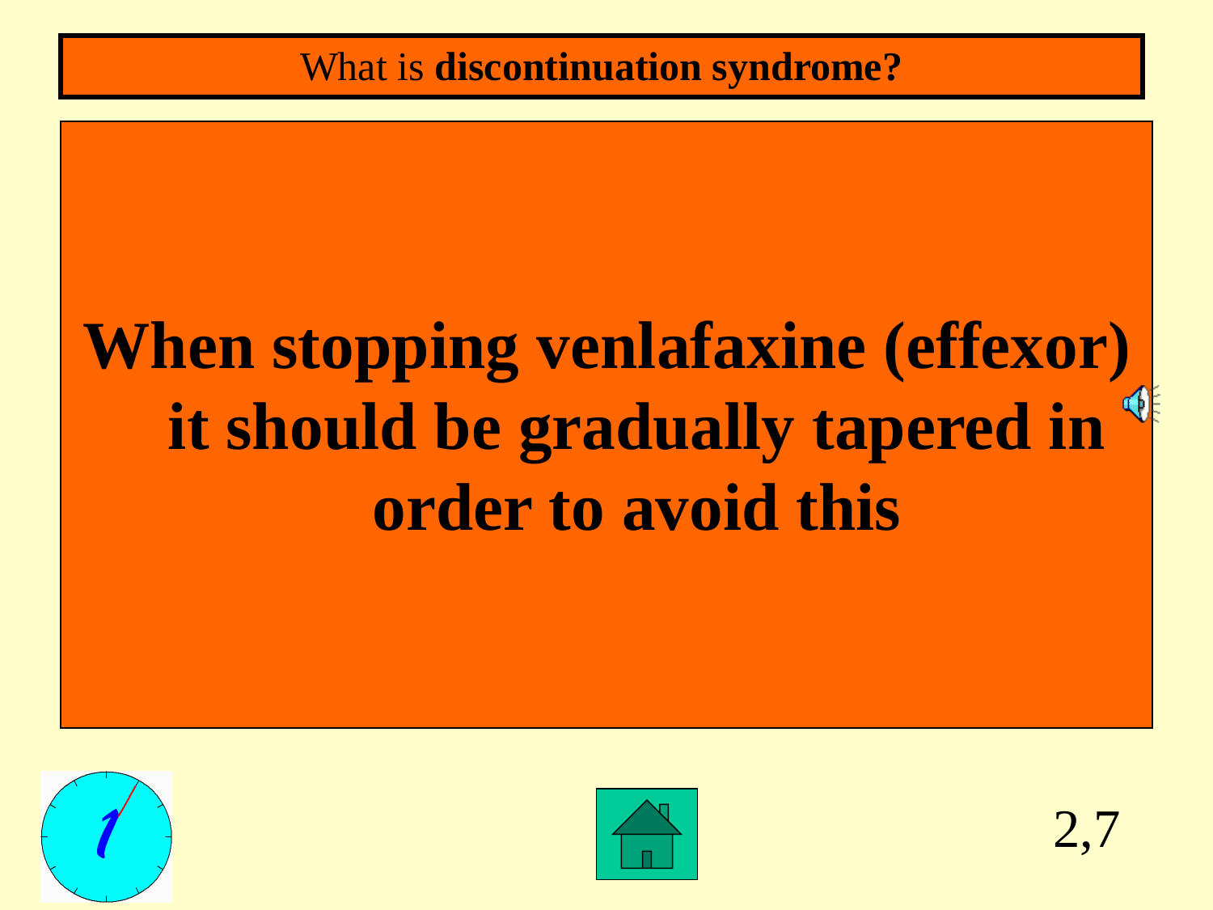What is **discontinuation syndrome?**

**When stopping venlafaxine (effexor) it should be gradually tapered in order to avoid this**

2,7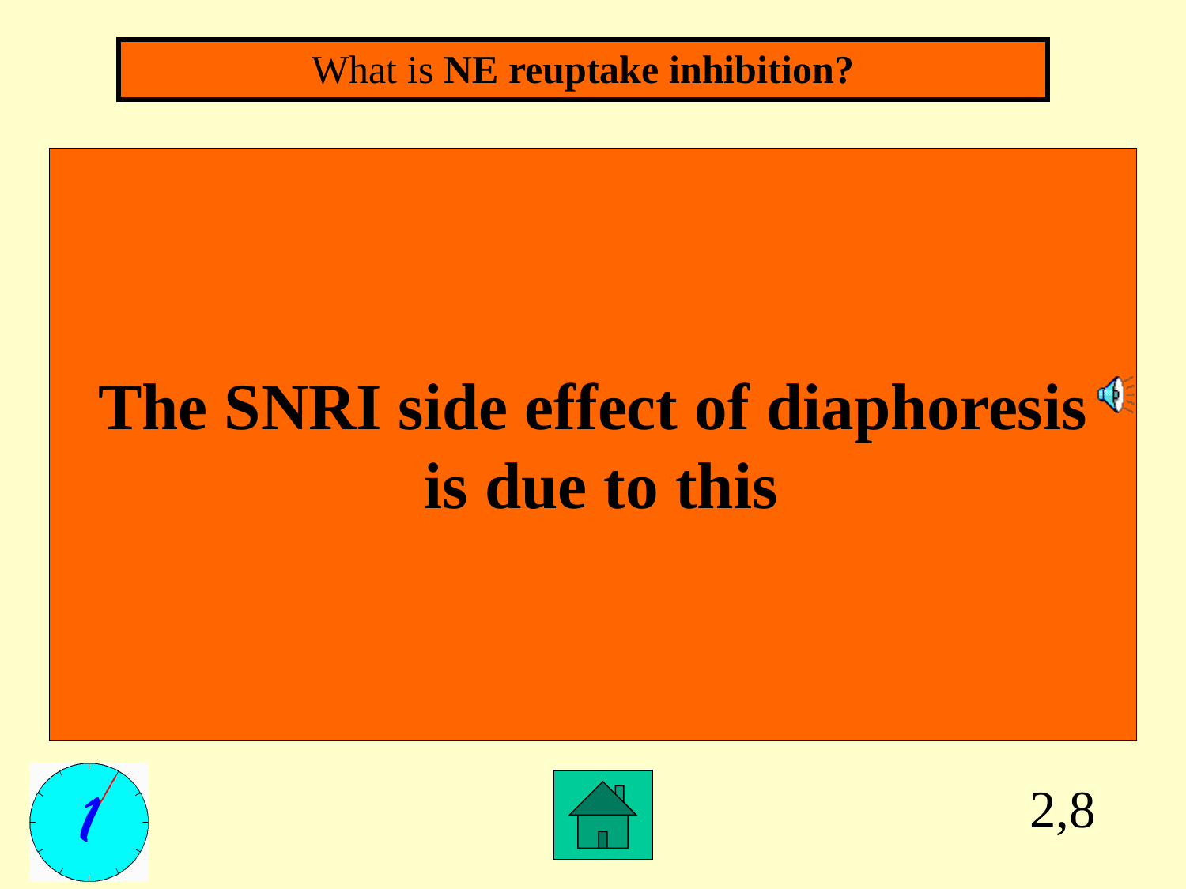What is **NE reuptake inhibition?**

**The SNRI side effect of diaphoresis is due to this**

2,8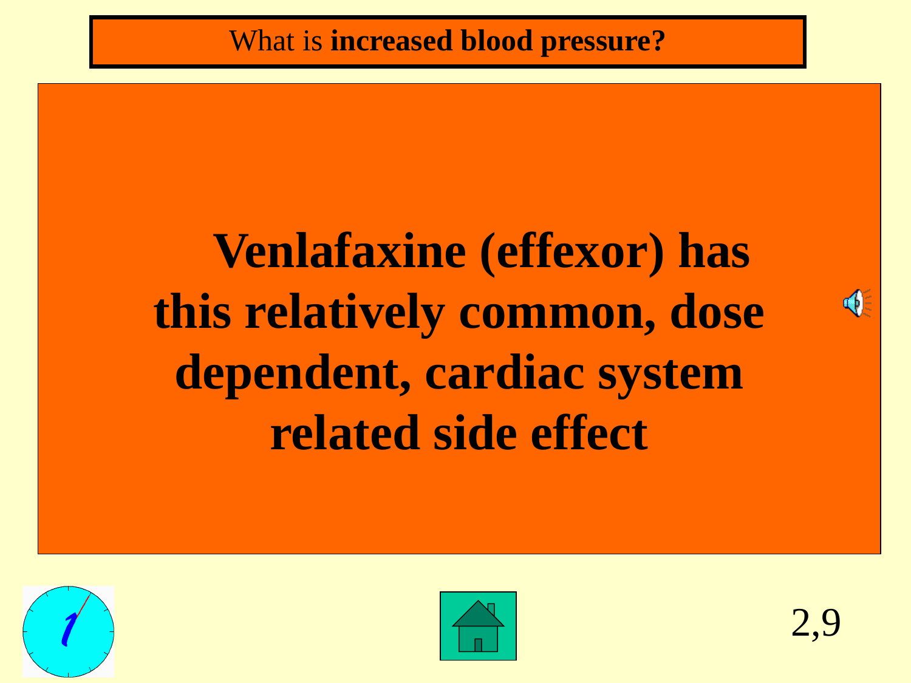What is **increased blood pressure?**

**Venlafaxine (effexor) has this relatively common, dose dependent, cardiac system related side effect**

2,9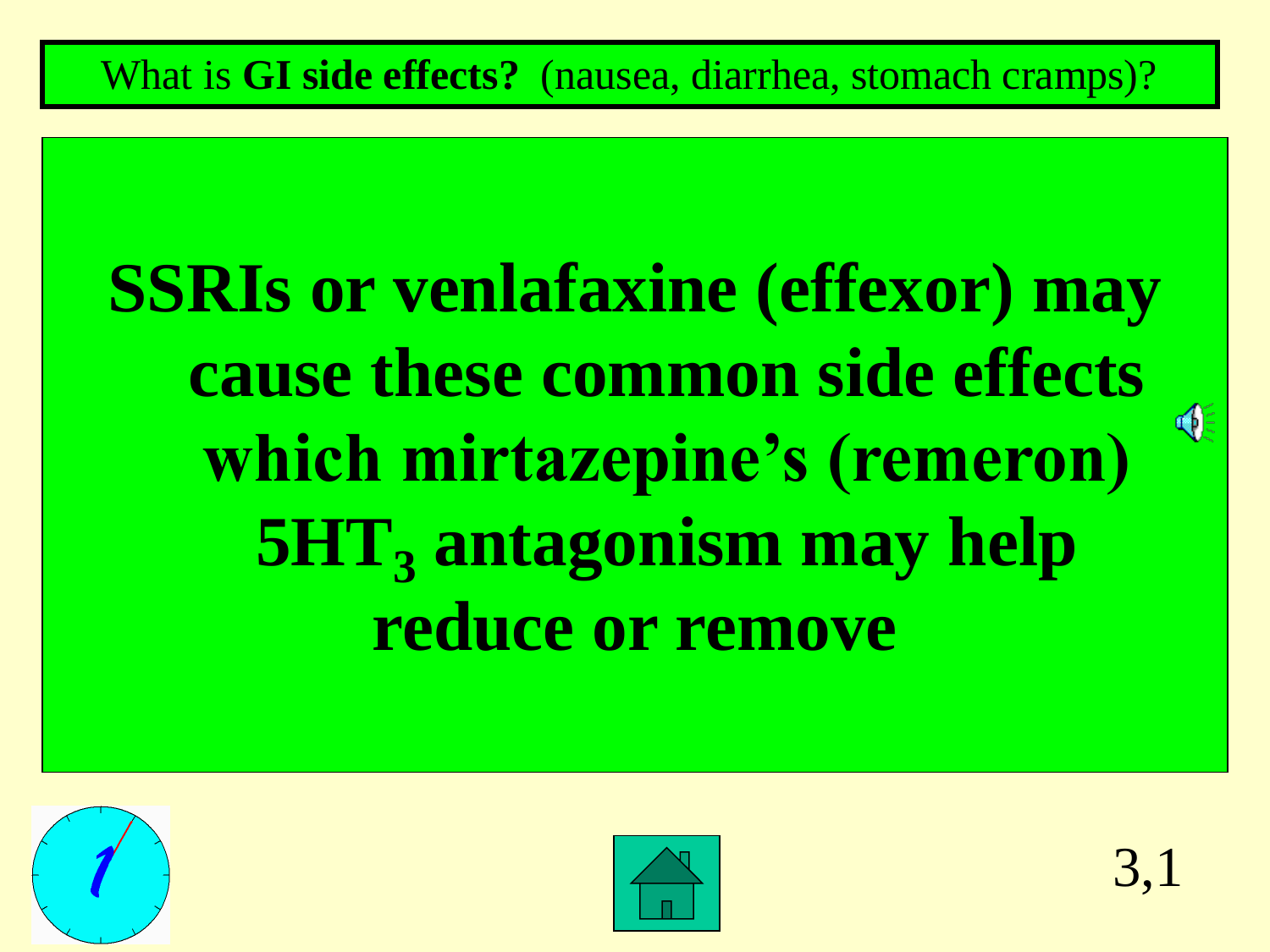What is **GI side effects?** (nausea, diarrhea, stomach cramps)?

**SSRIs or venlafaxine (effexor) may cause these common side effects which mirtazepine's (remeron) $5HT_3$ antagonism may help reduce or remove**

3,1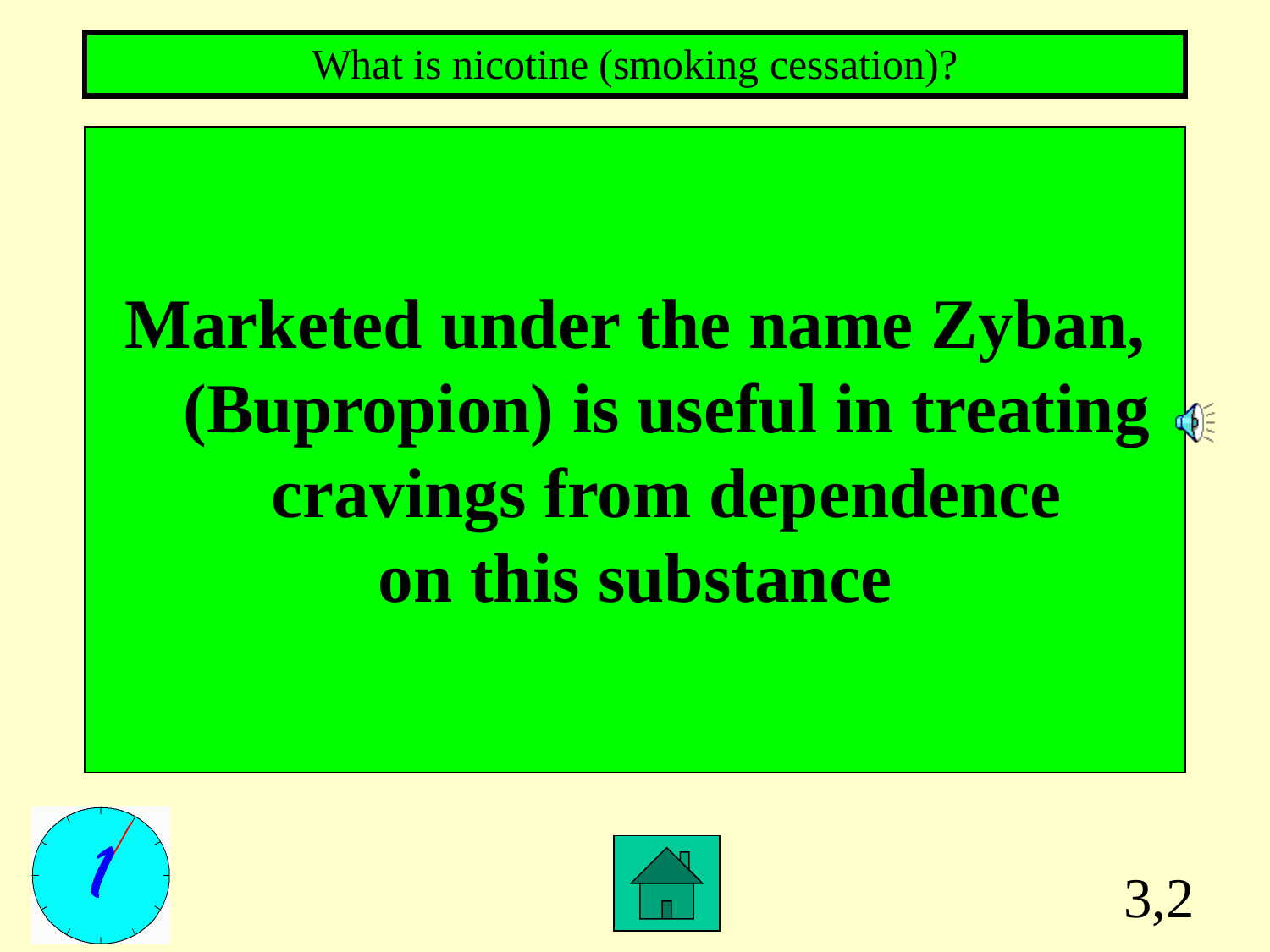What is nicotine (smoking cessation)?

**Marketed under the name Zyban, (Bupropion) is useful in treating cravings from dependence on this substance**

3,2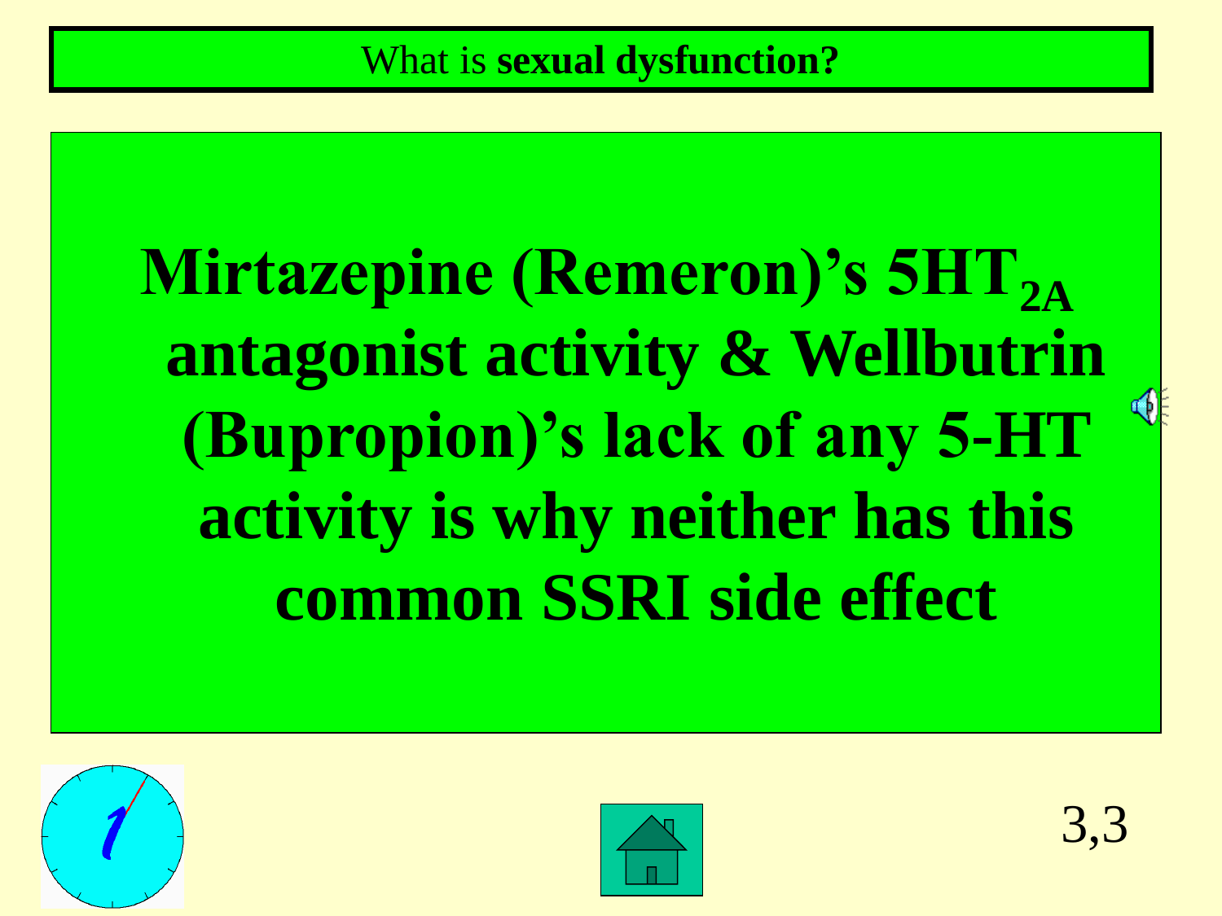What is **sexual dysfunction?**

**Mirtazepine (Remeron)'s 5HT$_{2A}$ antagonist activity & Wellbutrin (Bupropion)'s lack of any 5-HT activity is why neither has this common SSRI side effect**

3,3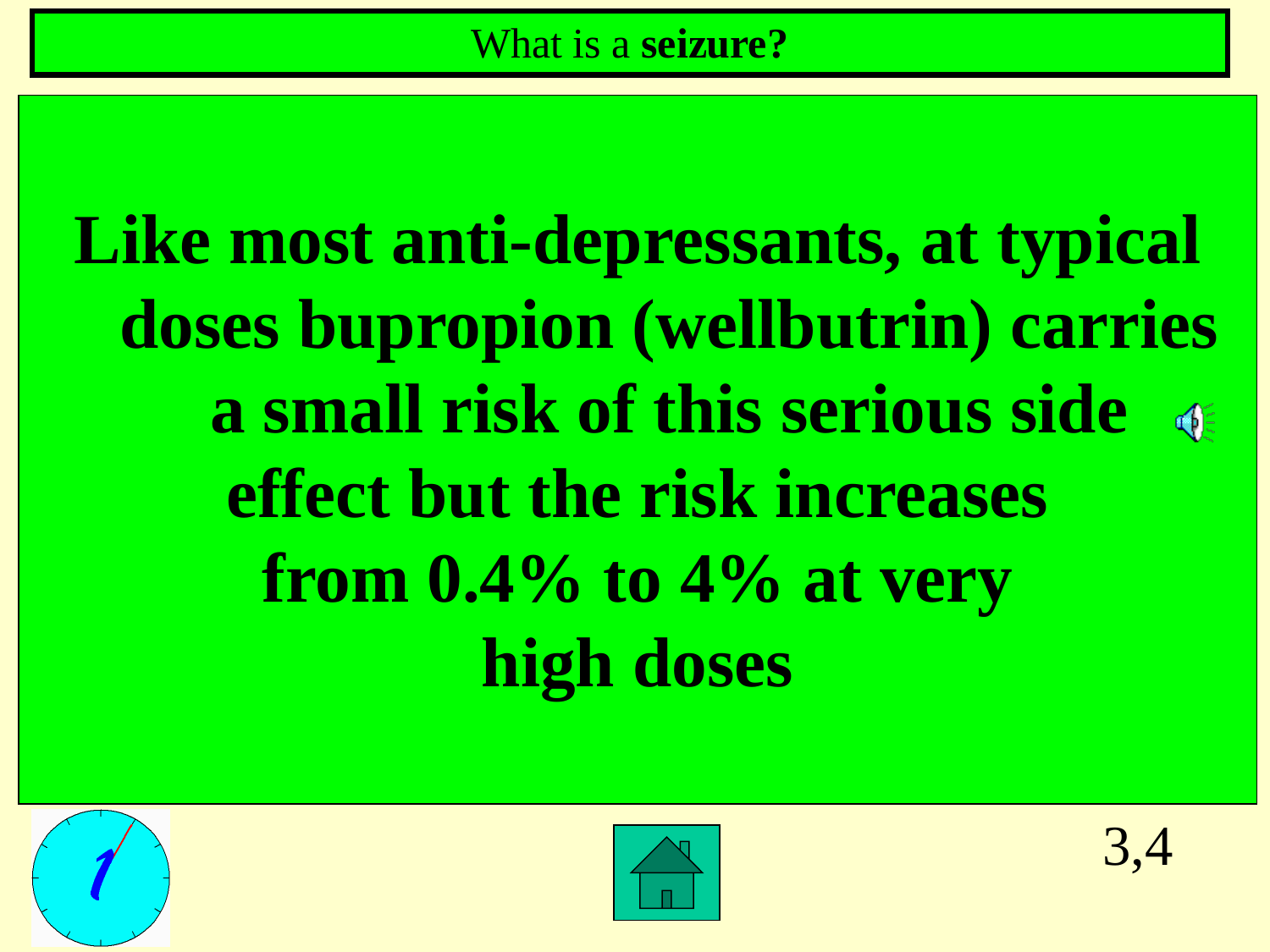What is a **seizure?**

**Like most anti-depressants, at typical doses bupropion (wellbutrin) carries a small risk of this serious side effect but the risk increases from 0.4% to 4% at very high doses**

3,4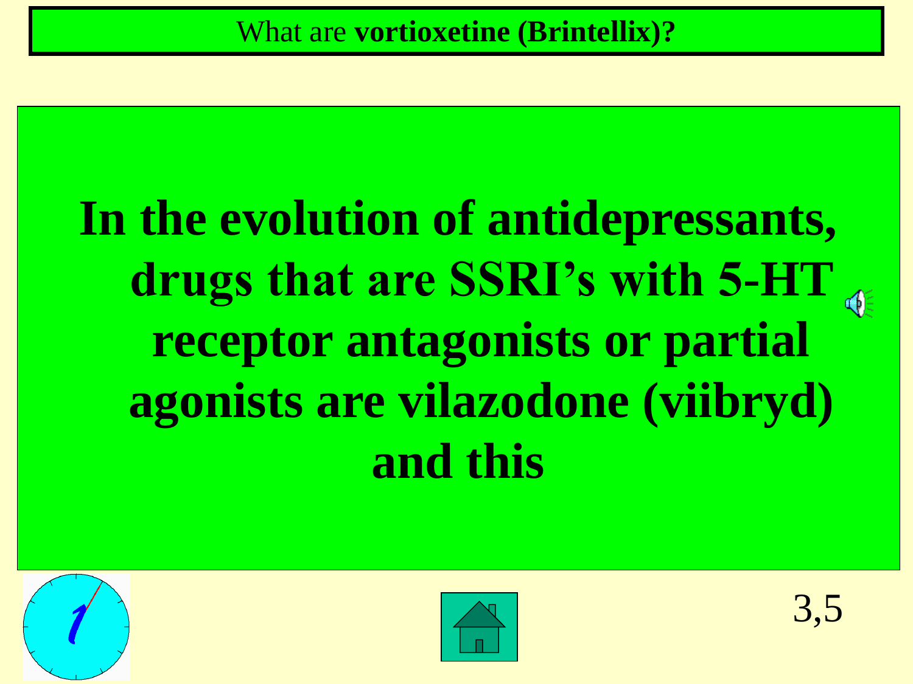What are **vortioxetine (Brintellix)?**

**In the evolution of antidepressants, drugs that are SSRI's with 5-HT receptor antagonists or partial agonists are vilazodone (viibryd) and this**

3,5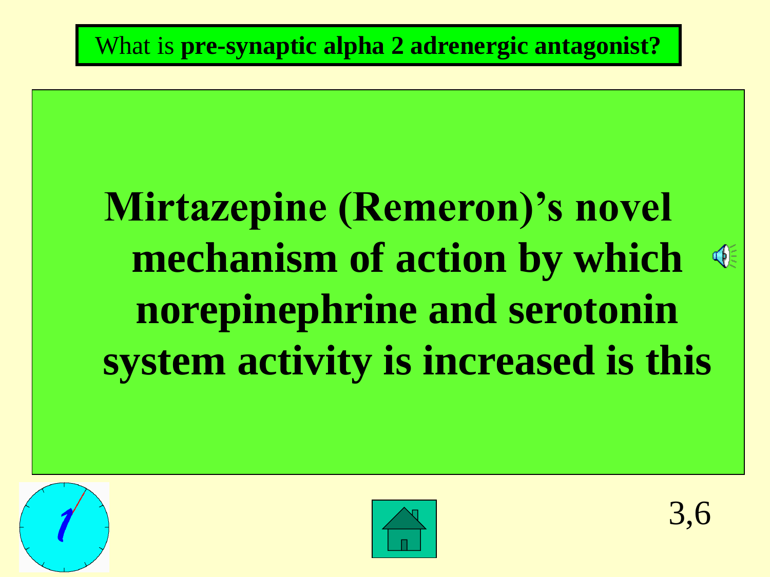What is **pre-synaptic alpha 2 adrenergic antagonist?**

**Mirtazepine (Remeron)'s novel mechanism of action by which norepinephrine and serotonin system activity is increased is this**

3,6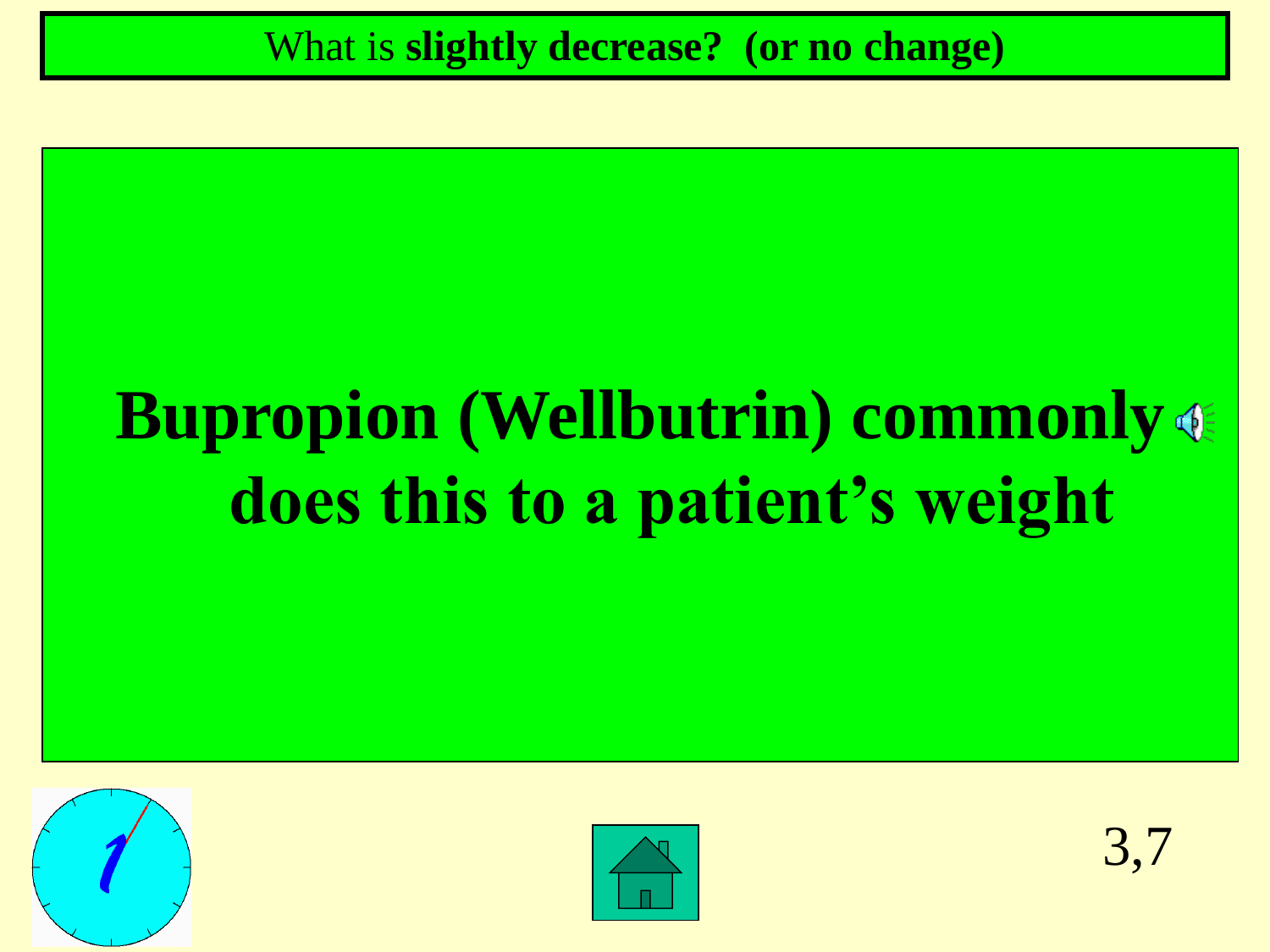What is **slightly decrease? (or no change)**

**Bupropion (Wellbutrin) commonly does this to a patient's weight**

3,7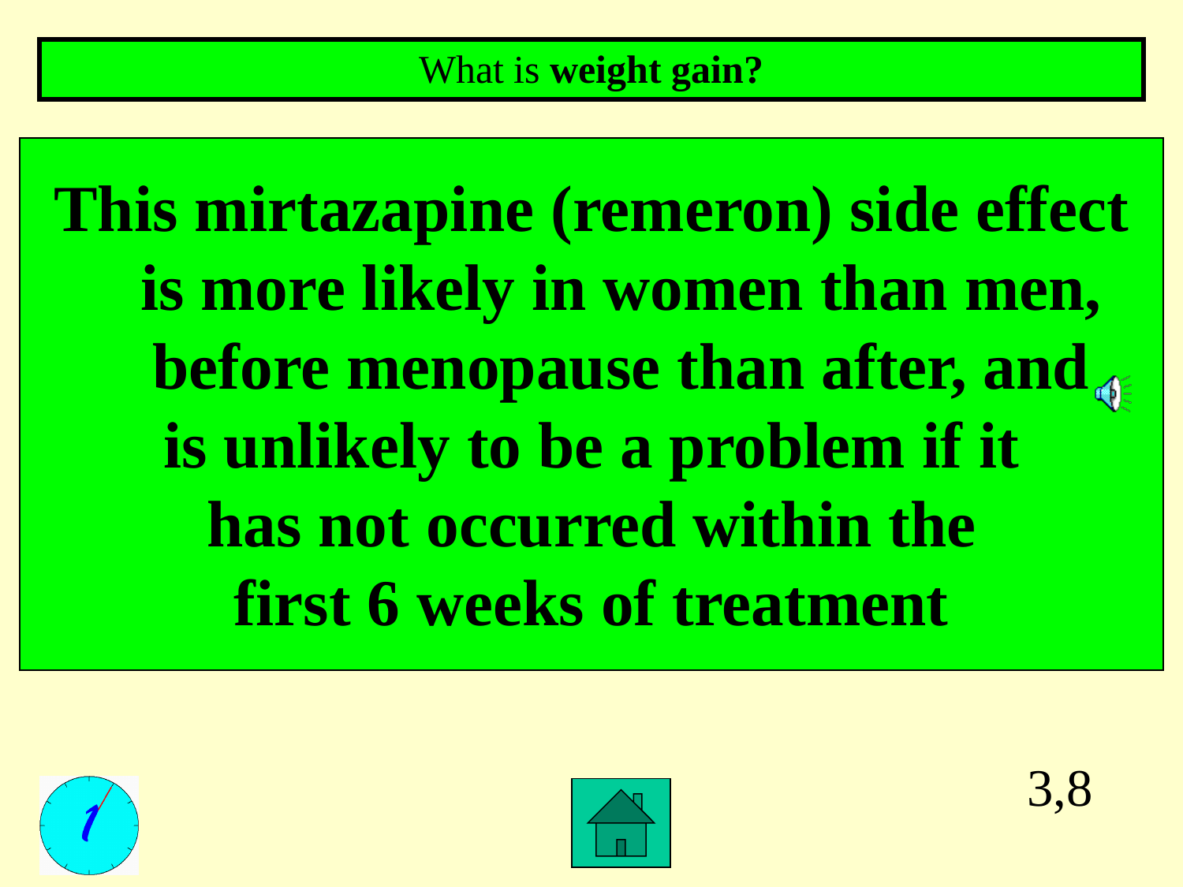What is **weight gain?**

**This mirtazapine (remeron) side effect is more likely in women than men, before menopause than after, and is unlikely to be a problem if it has not occurred within the first 6 weeks of treatment**

3,8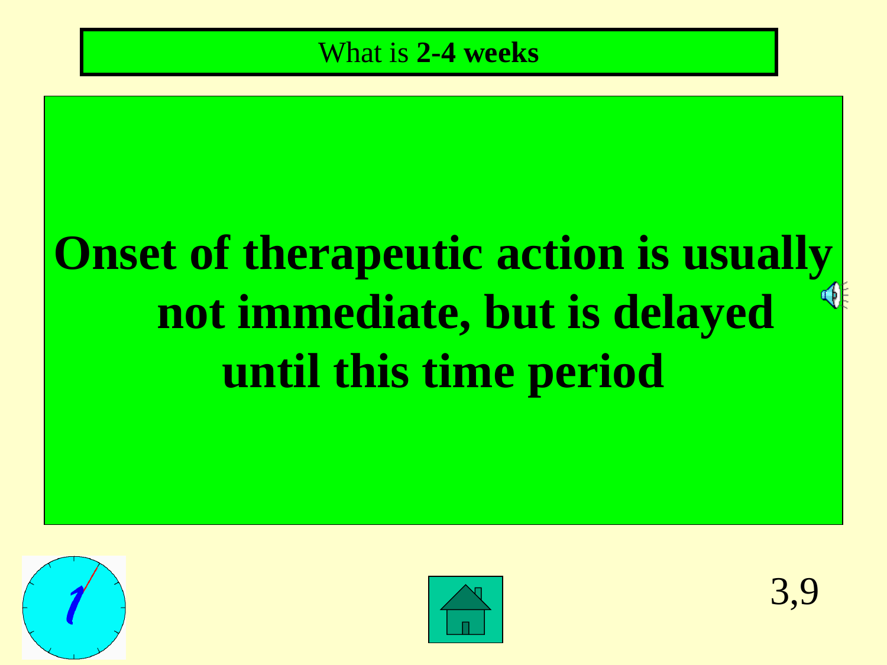What is **2-4 weeks**

**Onset of therapeutic action is usually not immediate, but is delayed until this time period**

3,9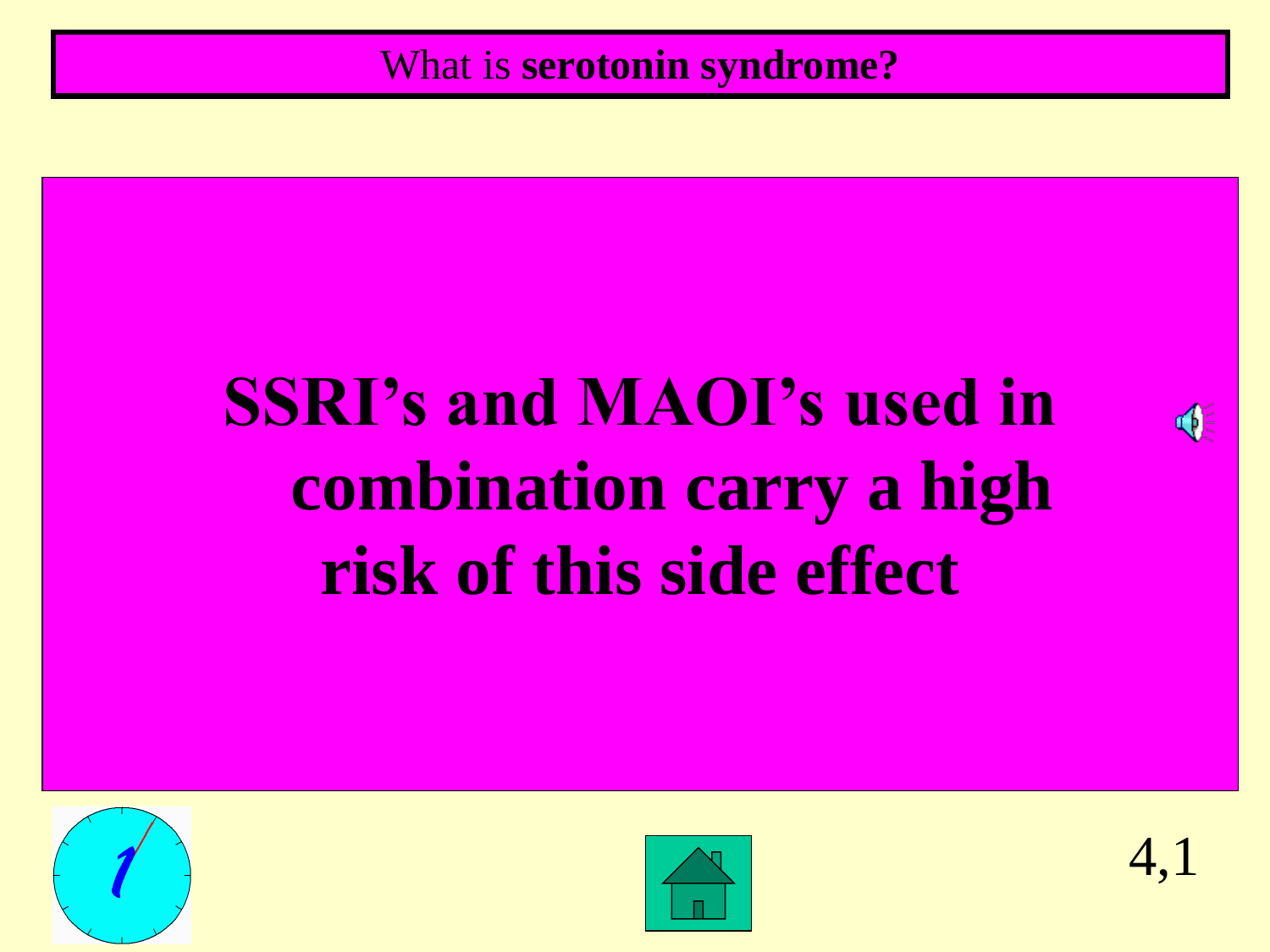What is **serotonin syndrome?**

**SSRI's and MAOI's used in combination carry a high risk of this side effect**

4,1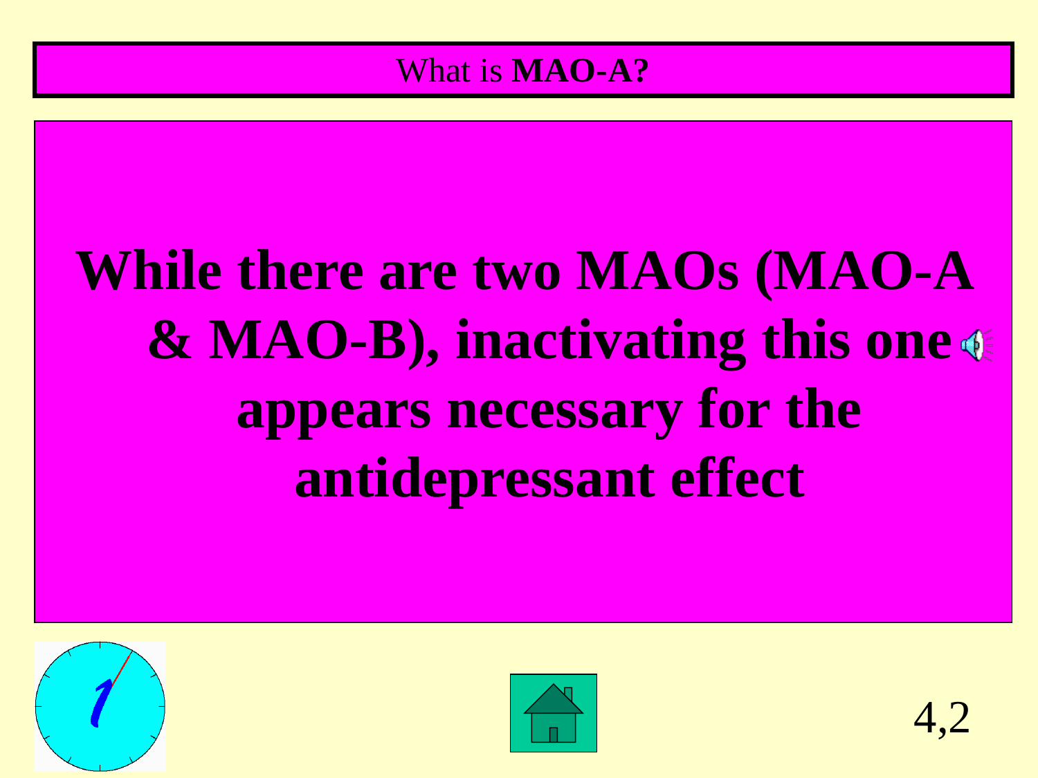What is **MAO-A?**

**While there are two MAOs (MAO-A & MAO-B), inactivating this one appears necessary for the antidepressant effect**

4,2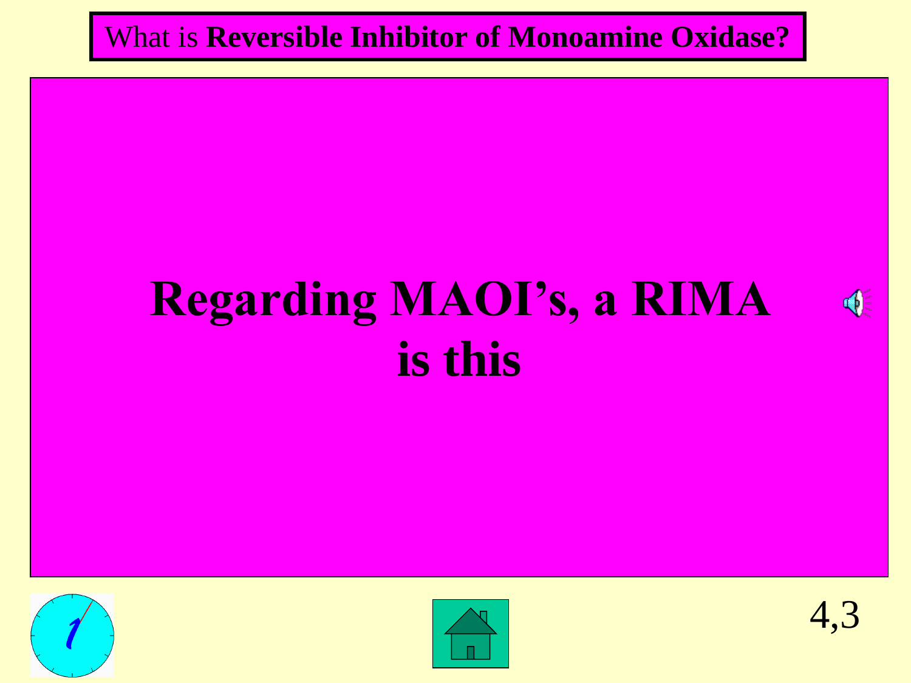What is **Reversible Inhibitor of Monoamine Oxidase?**

**Regarding MAOI's, a RIMA is this**

4,3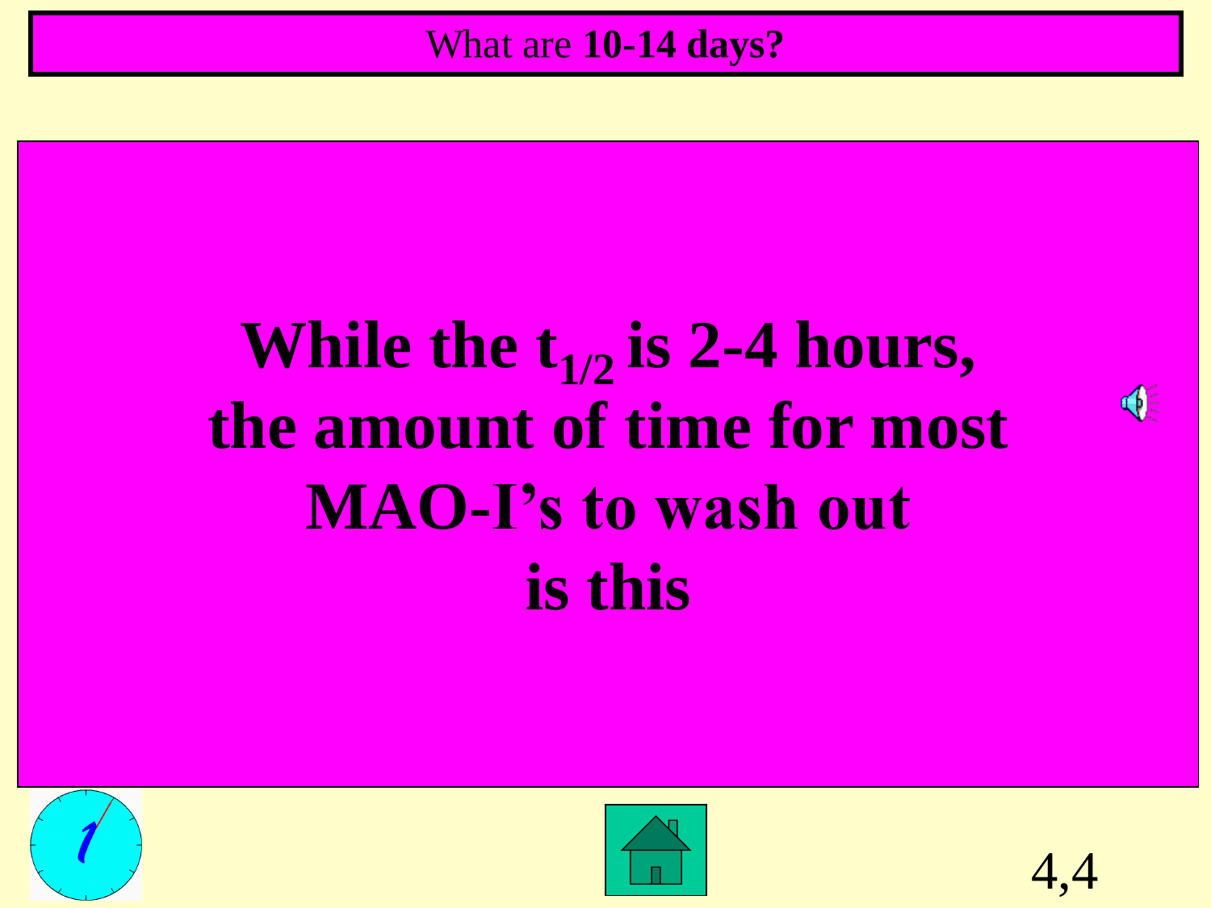What are **10-14 days?**

**While the $t_{1/2}$ is 2-4 hours, the amount of time for most MAO-I's to wash out is this**

4,4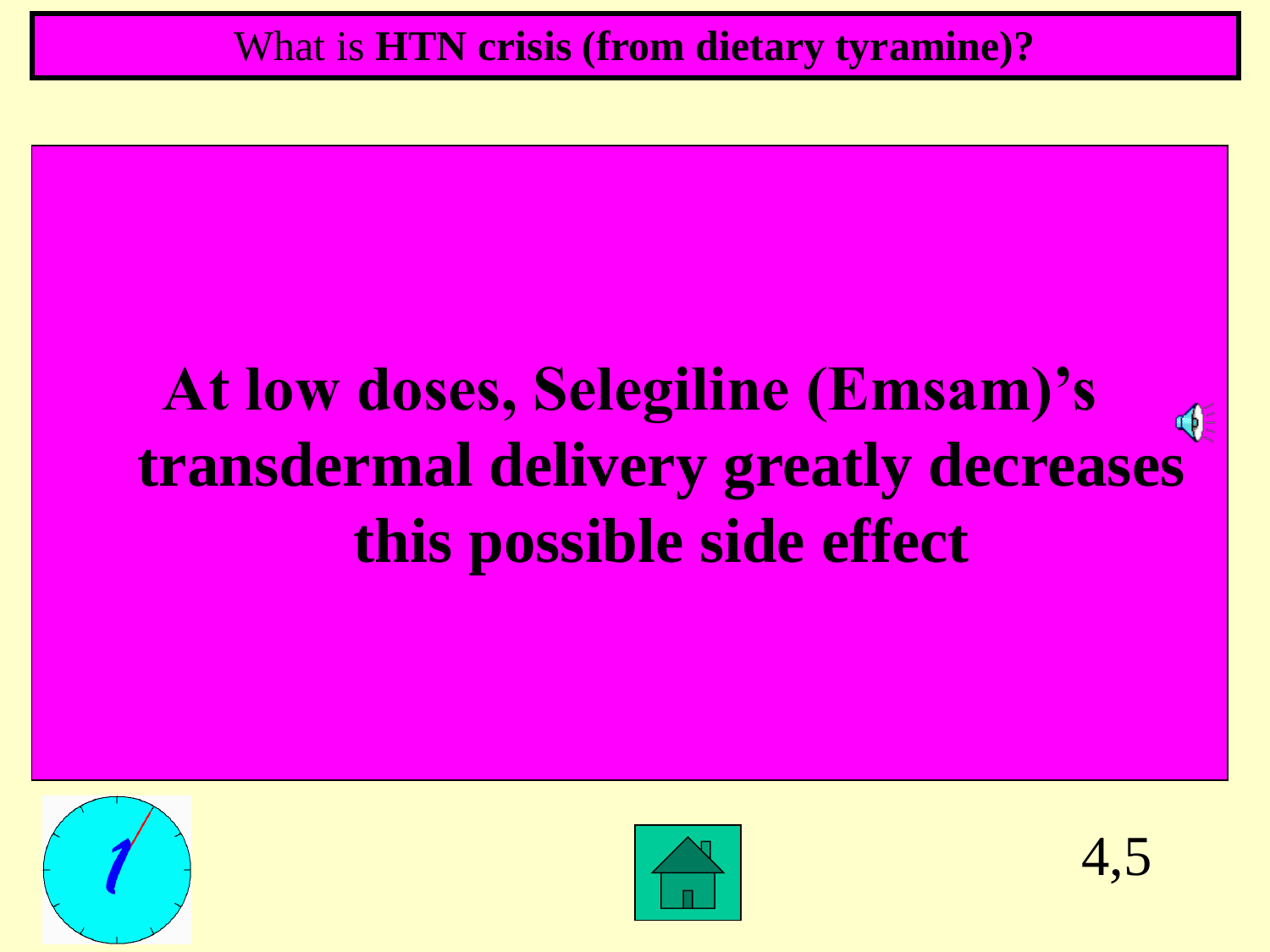What is **HTN crisis (from dietary tyramine)?**

**At low doses, Selegiline (Emsam)'s transdermal delivery greatly decreases this possible side effect**

4,5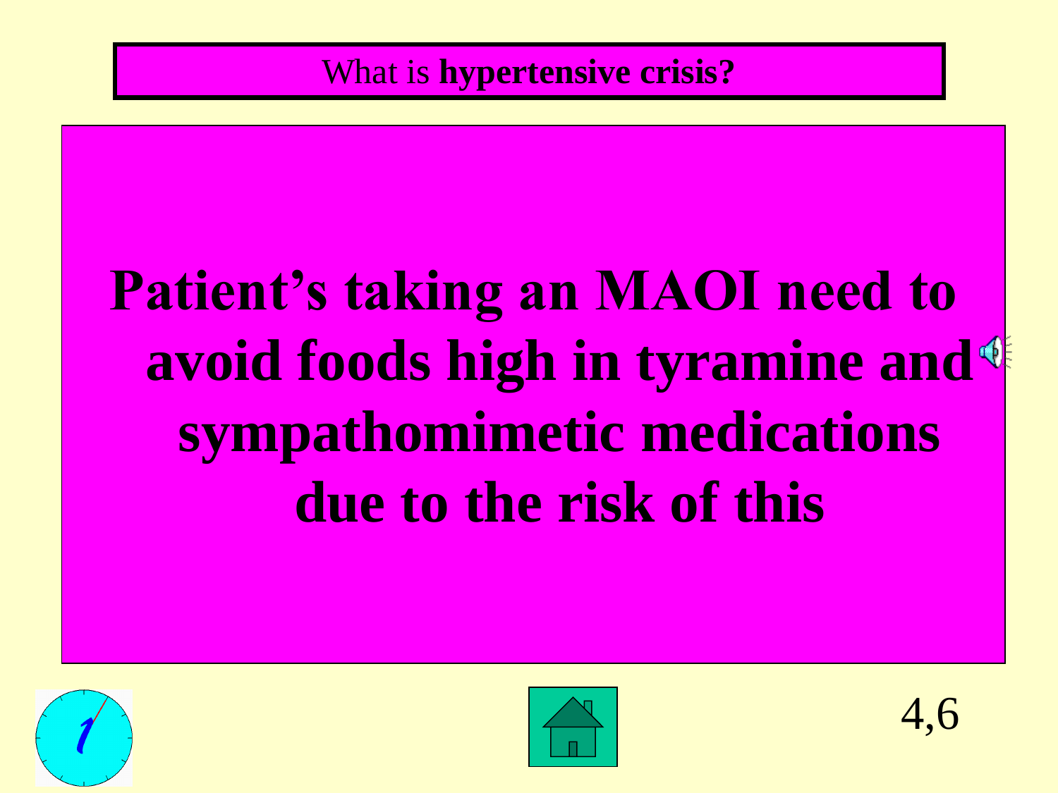What is **hypertensive crisis?**

**Patient's taking an MAOI need to avoid foods high in tyramine and sympathomimetic medications due to the risk of this**

4,6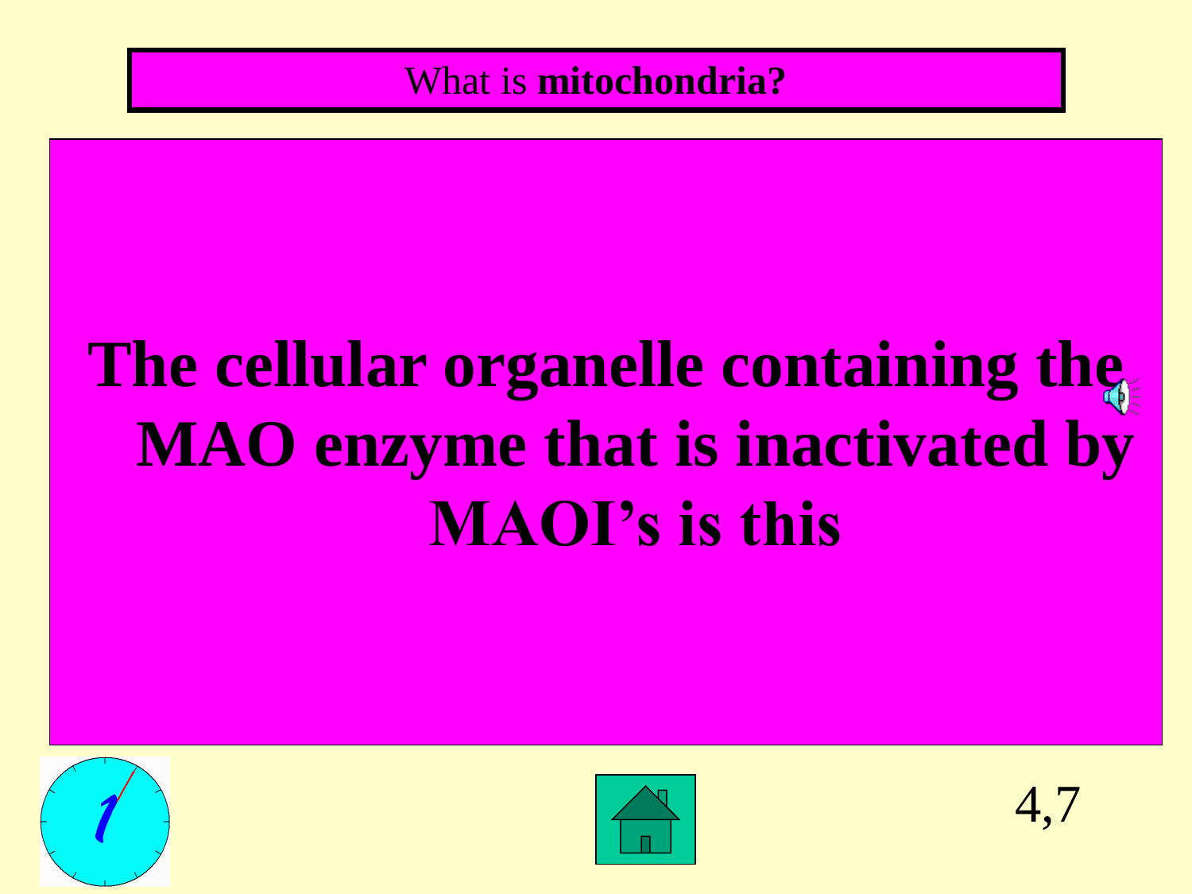What is **mitochondria?**

# The cellular organelle containing the MAO enzyme that is inactivated by MAOI's is this

4,7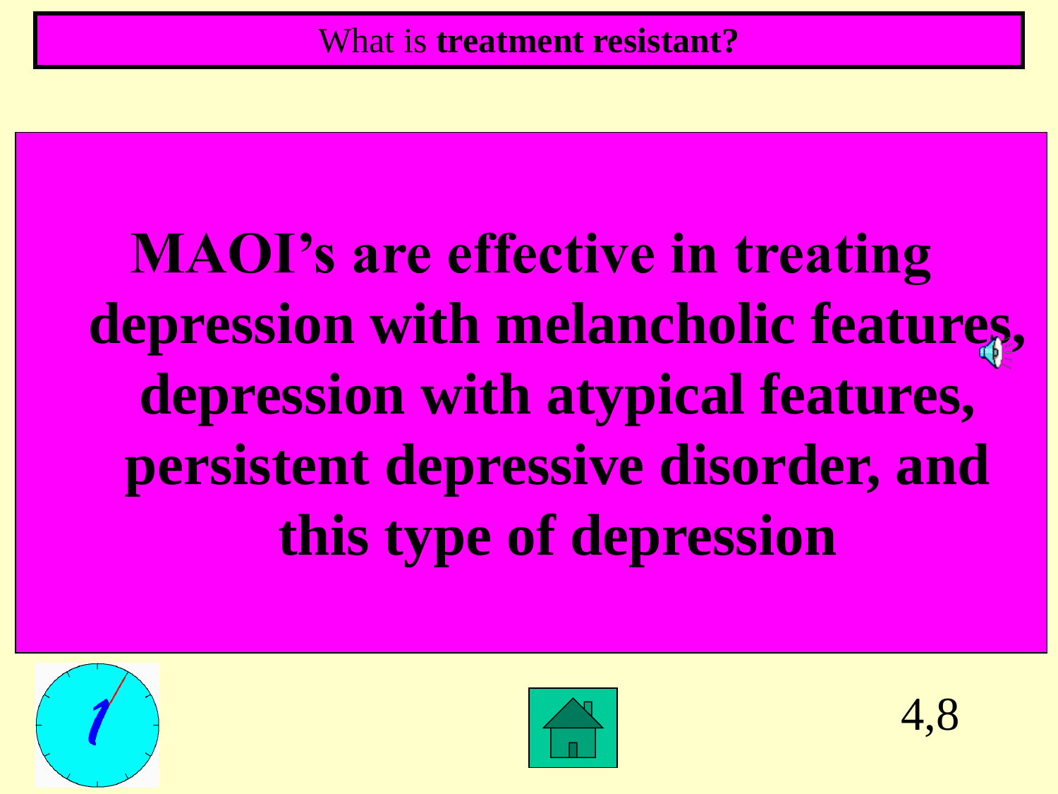What is **treatment resistant?**

**MAOI's are effective in treating depression with melancholic features, depression with atypical features, persistent depressive disorder, and this type of depression**

4,8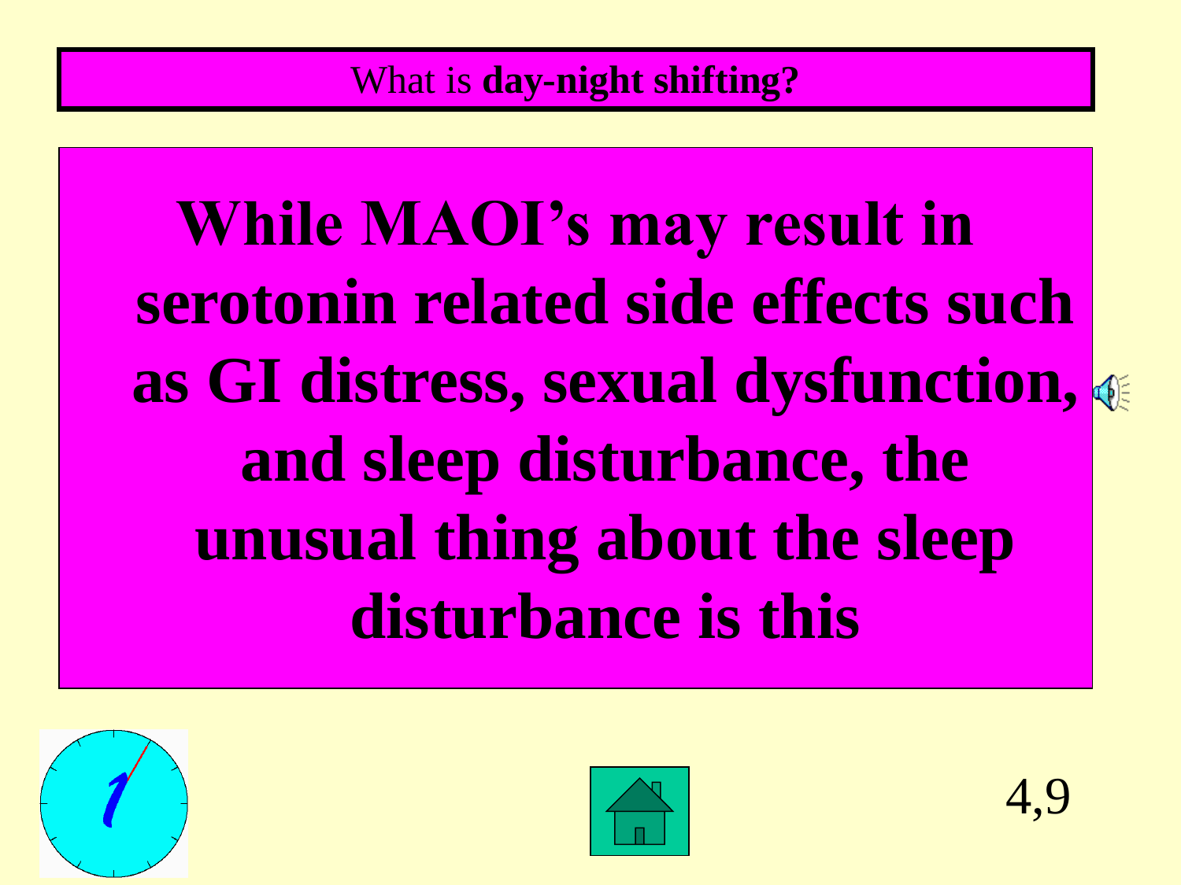What is **day-night shifting?**

**While MAOI's may result in serotonin related side effects such as GI distress, sexual dysfunction, and sleep disturbance, the unusual thing about the sleep disturbance is this**

4,9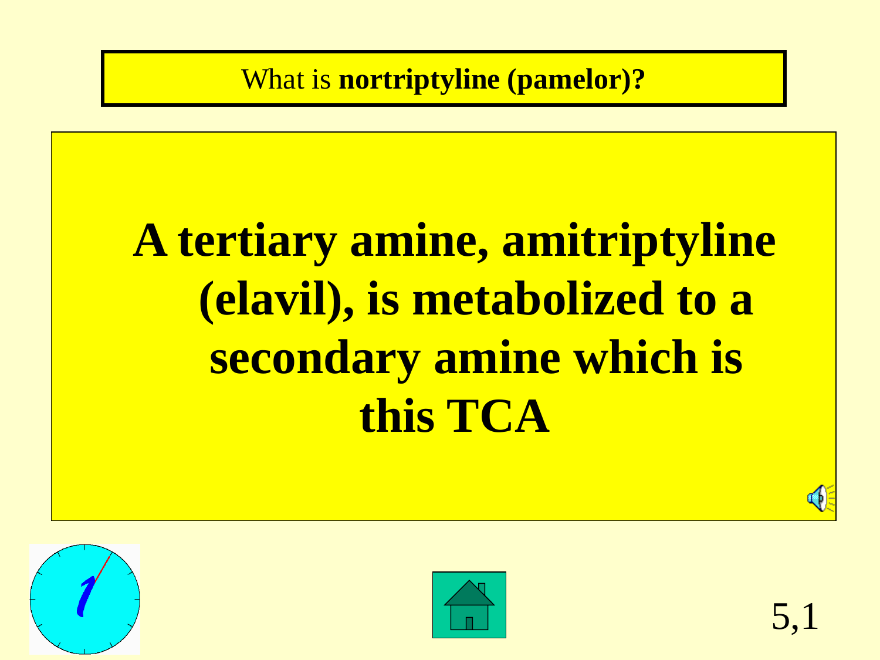What is **nortriptyline (pamelor)?**

**A tertiary amine, amitriptyline (elavil), is metabolized to a secondary amine which is this TCA**

5,1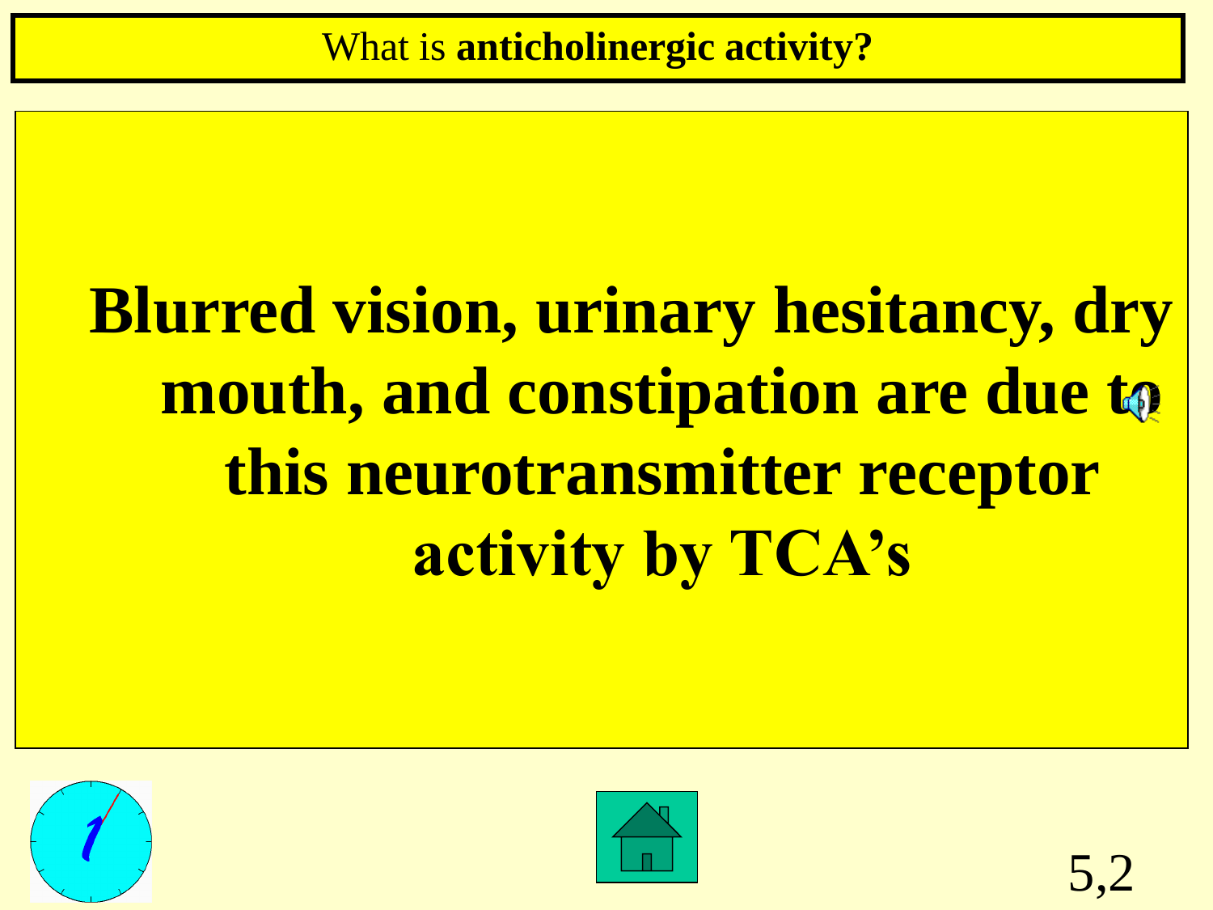What is **anticholinergic activity?**

**Blurred vision, urinary hesitancy, dry mouth, and constipation are due to this neurotransmitter receptor activity by TCA's**

5,2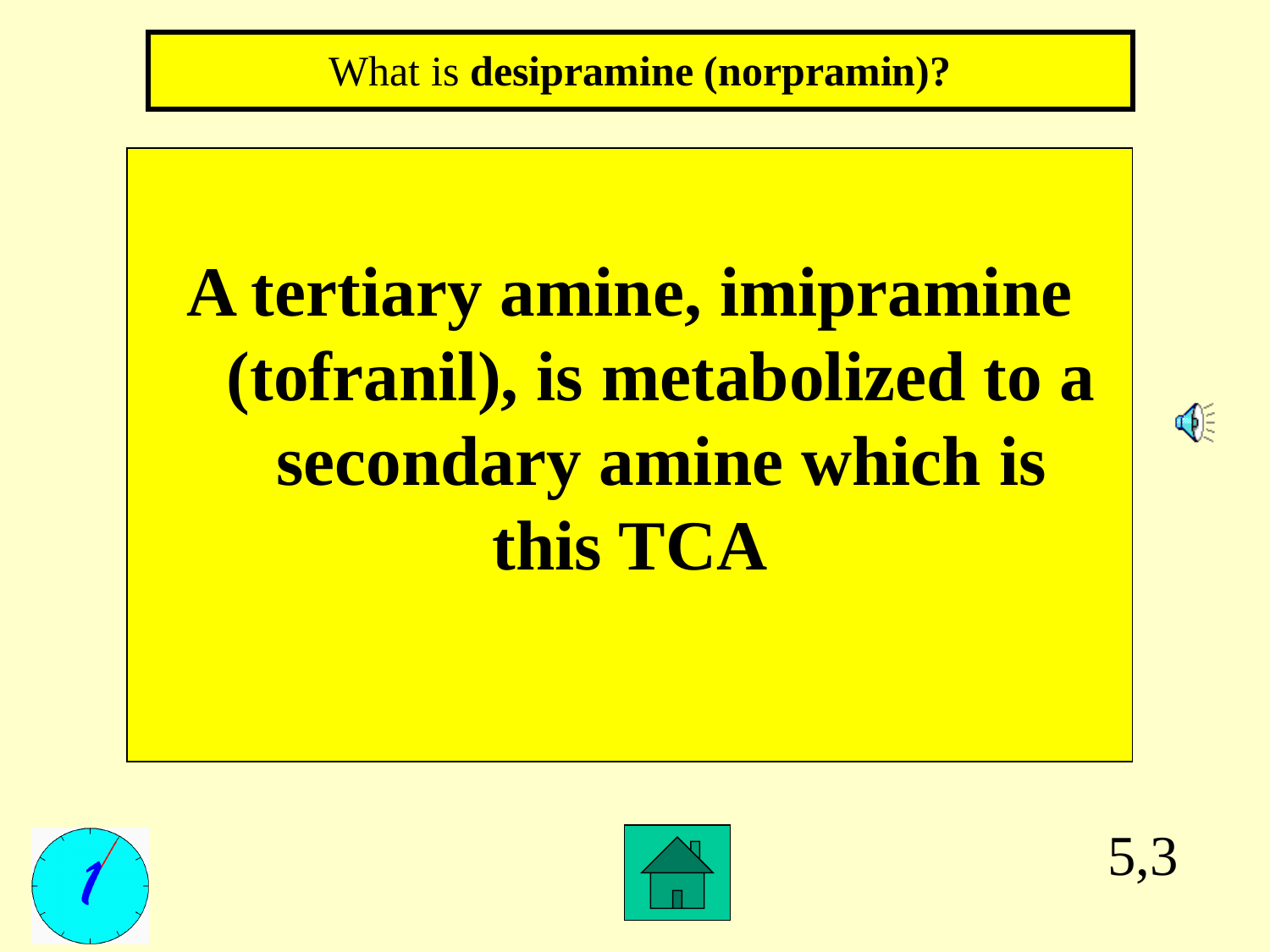What is **desipramine (norpramin)?**

**A tertiary amine, imipramine (tofranil), is metabolized to a secondary amine which is this TCA**

5,3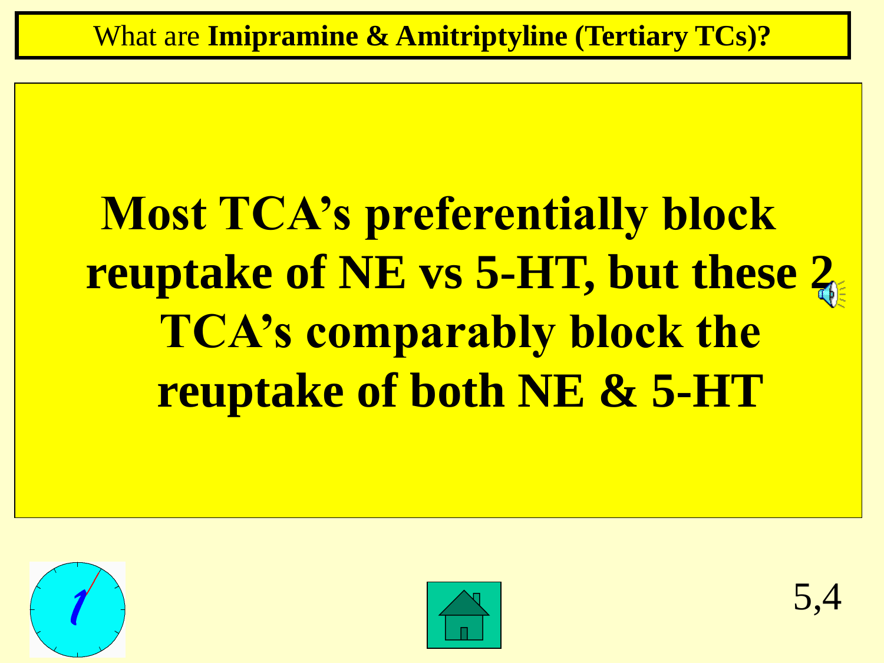What are **Imipramine & Amitriptyline (Tertiary TCs)?**

**Most TCA's preferentially block reuptake of NE vs 5-HT, but these 2 TCA's comparably block the reuptake of both NE & 5-HT**

5,4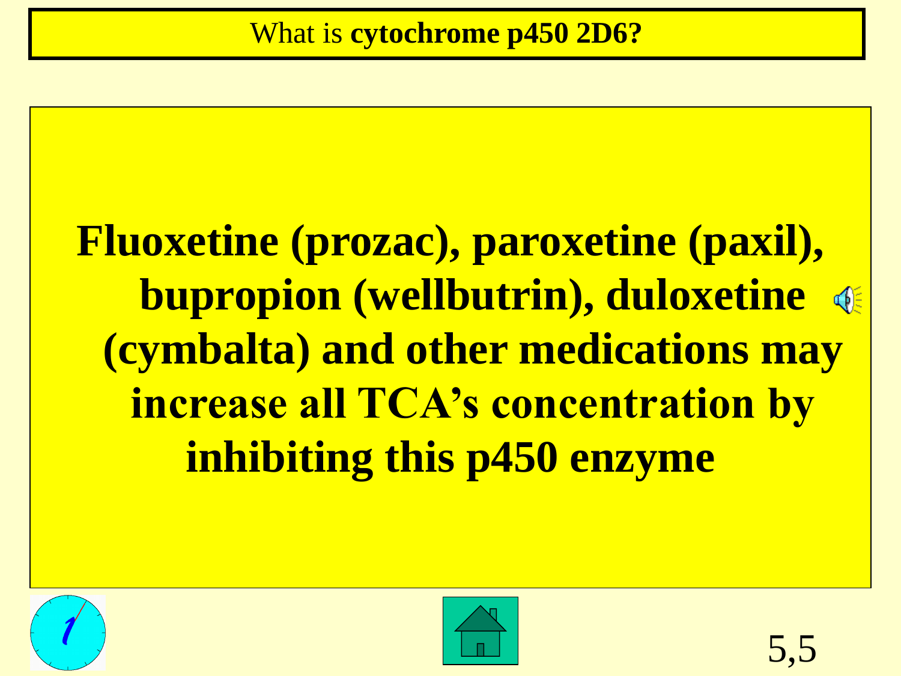What is **cytochrome p450 2D6?**

**Fluoxetine (prozac), paroxetine (paxil), bupropion (wellbutrin), duloxetine (cymbalta) and other medications may increase all TCA's concentration by inhibiting this p450 enzyme**

5,5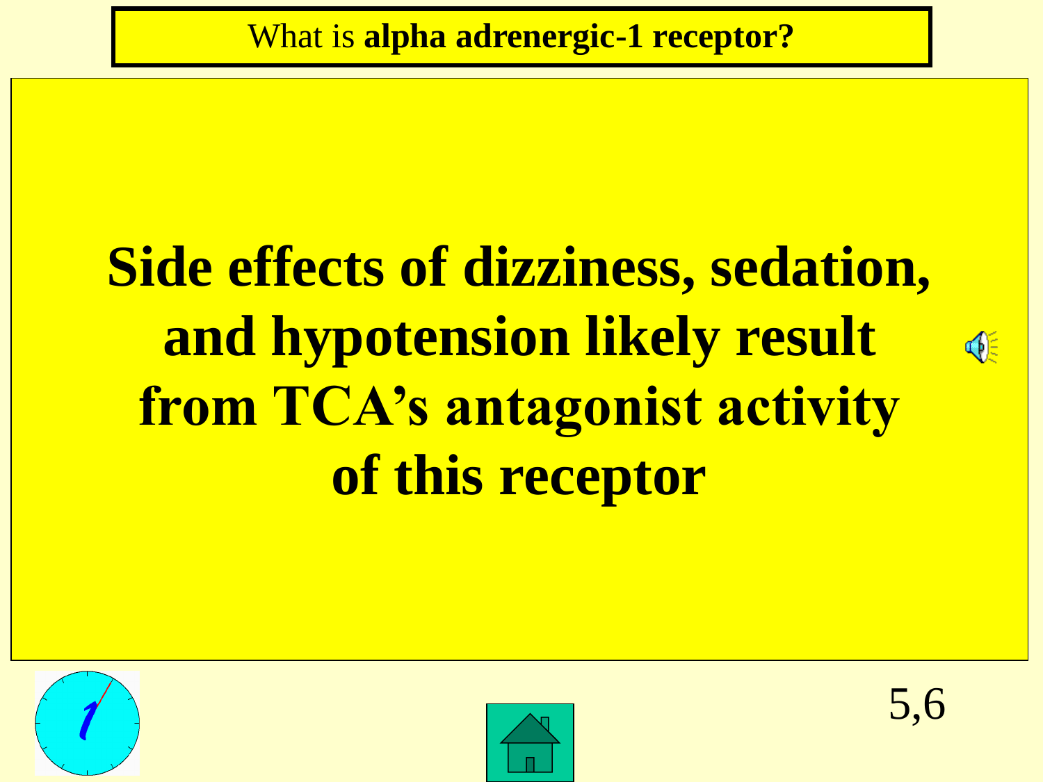What is **alpha adrenergic-1 receptor?**

**Side effects of dizziness, sedation, and hypotension likely result from TCA's antagonist activity of this receptor**

5,6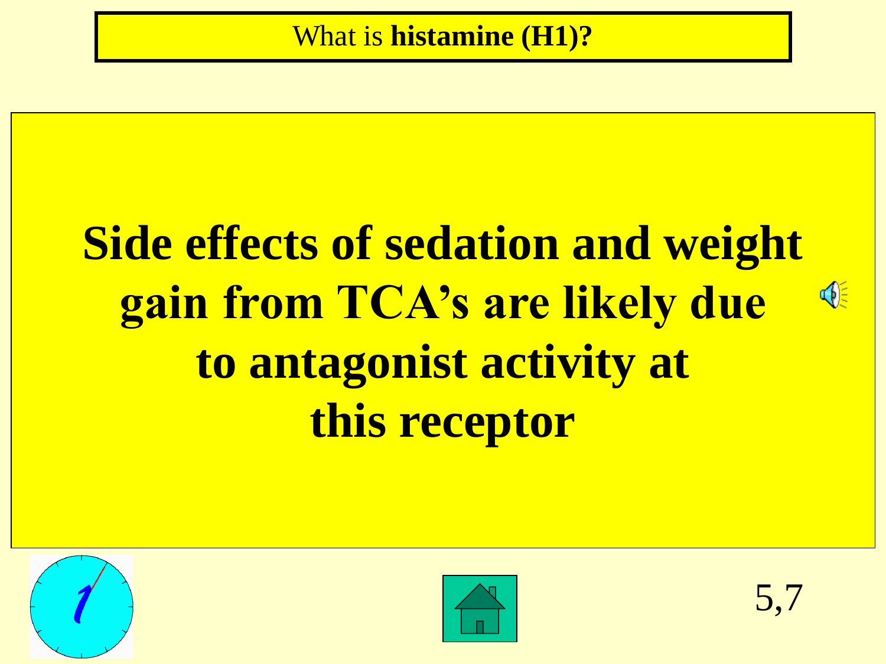What is **histamine (H1)?**

# Side effects of sedation and weight gain from TCA's are likely due to antagonist activity at this receptor

5,7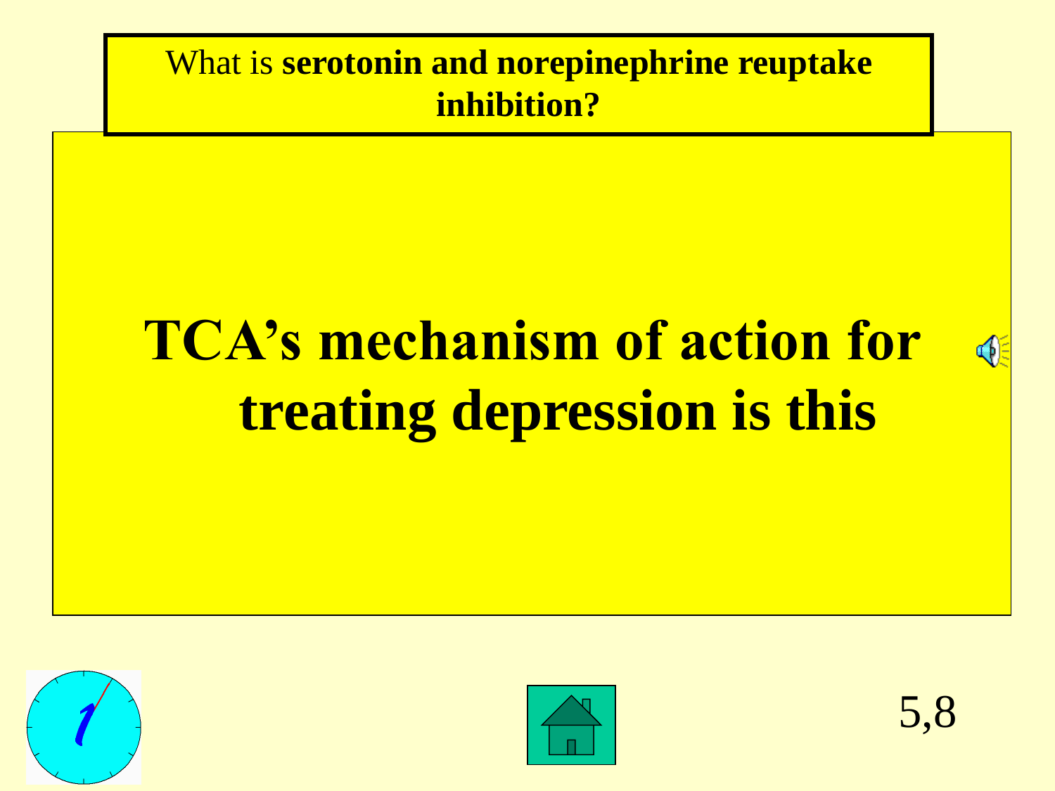What is **serotonin and norepinephrine reuptake inhibition?**

# TCA's mechanism of action for treating depression is this

5,8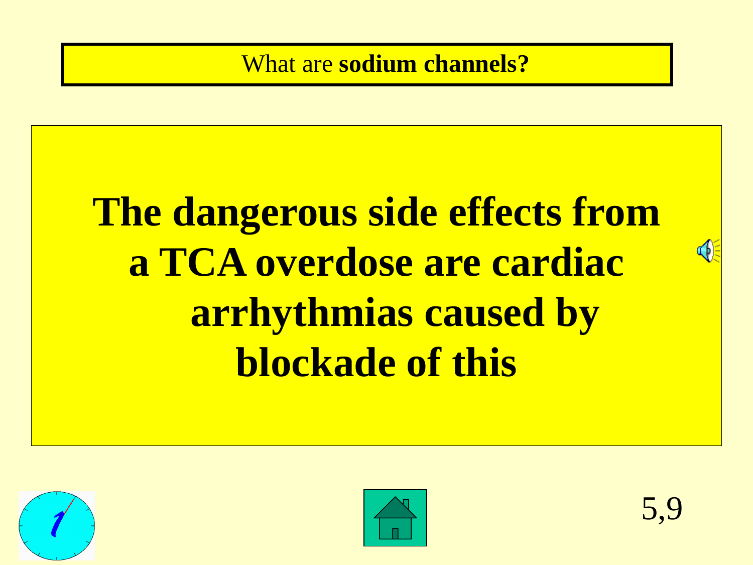What are **sodium channels?**

**The dangerous side effects from a TCA overdose are cardiac arrhythmias caused by blockade of this**

5,9